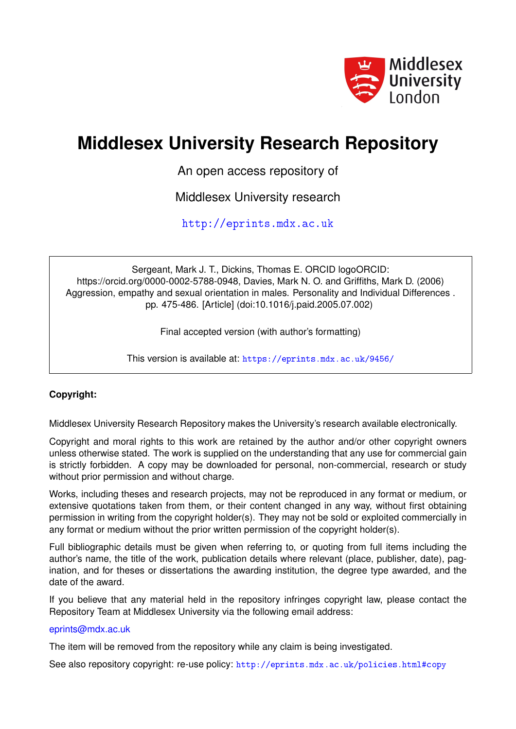# Middlesex University Research Repository

An open access repository of

Middlesex University research

http://eprints.mdx.ac.uk

Sergeant, Mark J. T., Dickins, Thomas E. ORCID logoORCID: https://orcid.org/0000-0002-5788-0948, Davies, Mark N. O. and Griffiths, Mark D. (2006) Aggression, empathy and sexual orientation in males. Personality and Individual Differences . pp. 475-486. [Article] (doi:10.1016/j.paid.2005.07.002)

Final accepted version (with author's formatting)

This version is available at: https://eprints.mdx.ac.uk/9456/

**Copyright:**

Middlesex University Research Repository makes the University's research available electronically.

Copyright and moral rights to this work are retained by the author and/or other copyright owners unless otherwise stated. The work is supplied on the understanding that any use for commercial gain is strictly forbidden. A copy may be downloaded for personal, non-commercial, research or study without prior permission and without charge.

Works, including theses and research projects, may not be reproduced in any format or medium, or extensive quotations taken from them, or their content changed in any way, without first obtaining permission in writing from the copyright holder(s). They may not be sold or exploited commercially in any format or medium without the prior written permission of the copyright holder(s).

Full bibliographic details must be given when referring to, or quoting from full items including the author's name, the title of the work, publication details where relevant (place, publisher, date), pagination, and for theses or dissertations the awarding institution, the degree type awarded, and the date of the award.

If you believe that any material held in the repository infringes copyright law, please contact the Repository Team at Middlesex University via the following email address:

eprints@mdx.ac.uk

The item will be removed from the repository while any claim is being investigated.

See also repository copyright: re-use policy: http://eprints.mdx.ac.uk/policies.html#copy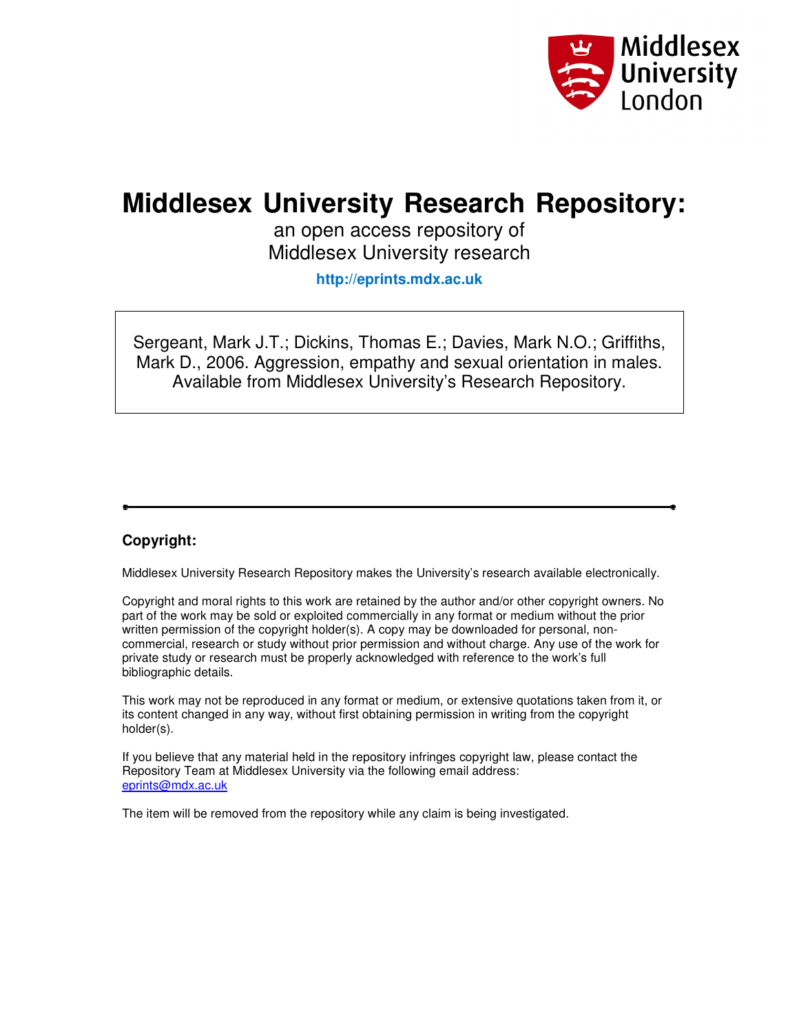# Middlesex University Research Repository:

an open access repository of
Middlesex University research

http://eprints.mdx.ac.uk

Sergeant, Mark J.T.; Dickins, Thomas E.; Davies, Mark N.O.; Griffiths, Mark D., 2006. Aggression, empathy and sexual orientation in males. Available from Middlesex University's Research Repository.

---

**Copyright:**

Middlesex University Research Repository makes the University's research available electronically.

Copyright and moral rights to this work are retained by the author and/or other copyright owners. No part of the work may be sold or exploited commercially in any format or medium without the prior written permission of the copyright holder(s). A copy may be downloaded for personal, non-commercial, research or study without prior permission and without charge. Any use of the work for private study or research must be properly acknowledged with reference to the work's full bibliographic details.

This work may not be reproduced in any format or medium, or extensive quotations taken from it, or its content changed in any way, without first obtaining permission in writing from the copyright holder(s).

If you believe that any material held in the repository infringes copyright law, please contact the Repository Team at Middlesex University via the following email address:
eprints@mdx.ac.uk

The item will be removed from the repository while any claim is being investigated.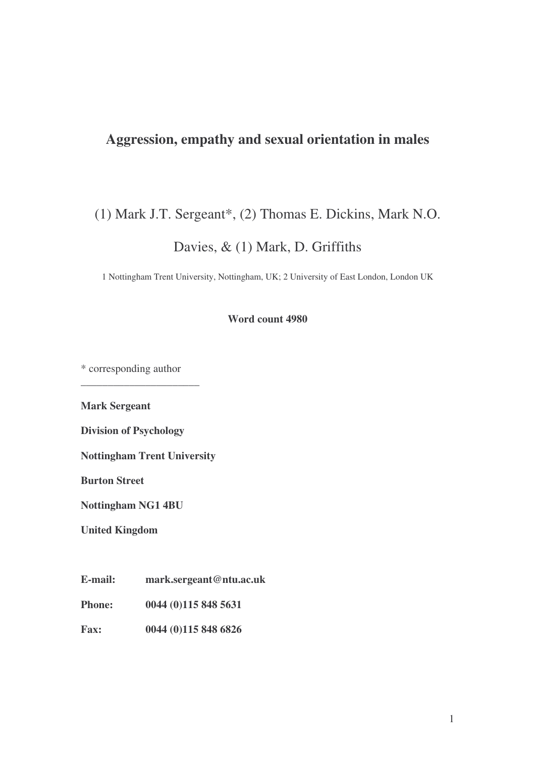# Aggression, empathy and sexual orientation in males

(1) Mark J.T. Sergeant*, (2) Thomas E. Dickins, Mark N.O. Davies, & (1) Mark, D. Griffiths

1 Nottingham Trent University, Nottingham, UK; 2 University of East London, London UK

**Word count 4980**

\* corresponding author

---

**Mark Sergeant**

**Division of Psychology**

**Nottingham Trent University**

**Burton Street**

**Nottingham NG1 4BU**

**United Kingdom**

| | |
|---|---|
| **E-mail:** | **mark.sergeant@ntu.ac.uk** |
| **Phone:** | **0044 (0)115 848 5631** |
| **Fax:** | **0044 (0)115 848 6826** |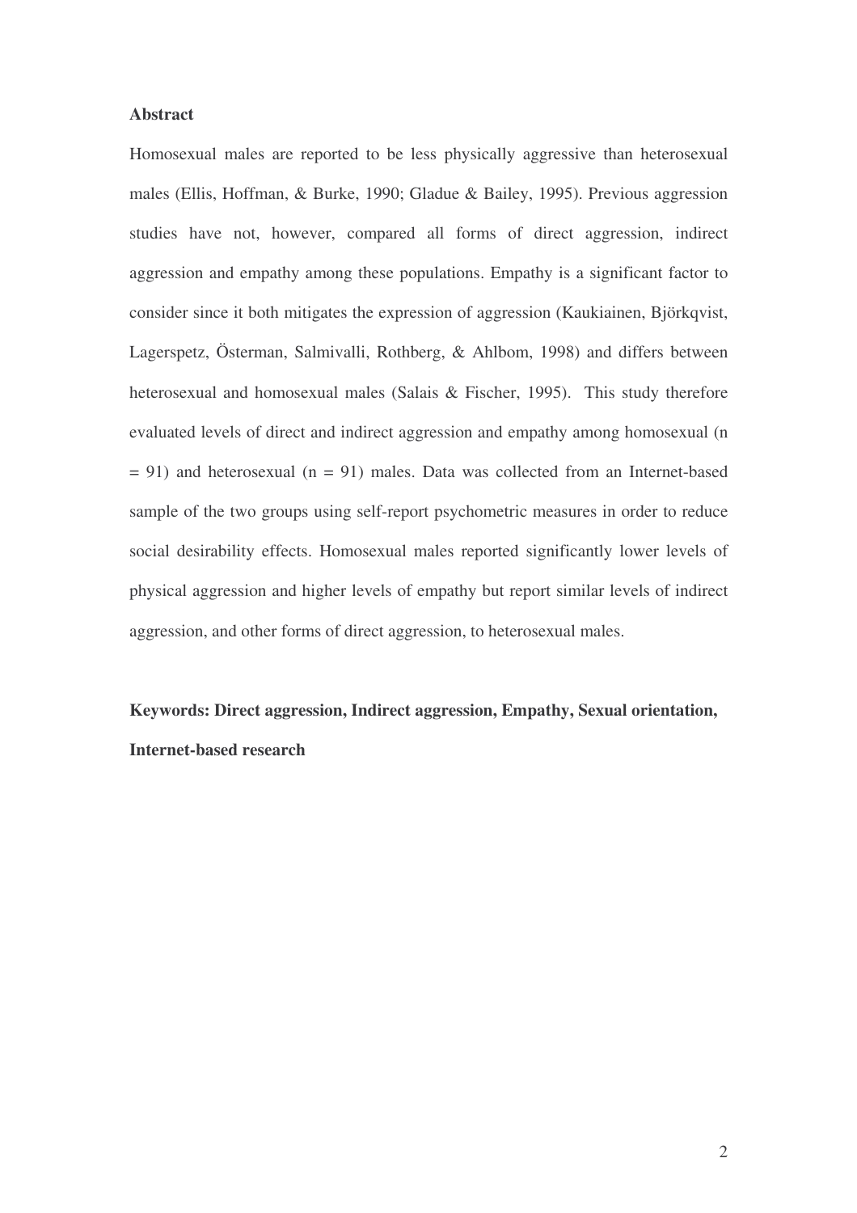## Abstract

Homosexual males are reported to be less physically aggressive than heterosexual males (Ellis, Hoffman, & Burke, 1990; Gladue & Bailey, 1995). Previous aggression studies have not, however, compared all forms of direct aggression, indirect aggression and empathy among these populations. Empathy is a significant factor to consider since it both mitigates the expression of aggression (Kaukiainen, Björkqvist, Lagerspetz, Österman, Salmivalli, Rothberg, & Ahlbom, 1998) and differs between heterosexual and homosexual males (Salais & Fischer, 1995). This study therefore evaluated levels of direct and indirect aggression and empathy among homosexual (n = 91) and heterosexual (n = 91) males. Data was collected from an Internet-based sample of the two groups using self-report psychometric measures in order to reduce social desirability effects. Homosexual males reported significantly lower levels of physical aggression and higher levels of empathy but report similar levels of indirect aggression, and other forms of direct aggression, to heterosexual males.

**Keywords: Direct aggression, Indirect aggression, Empathy, Sexual orientation, Internet-based research**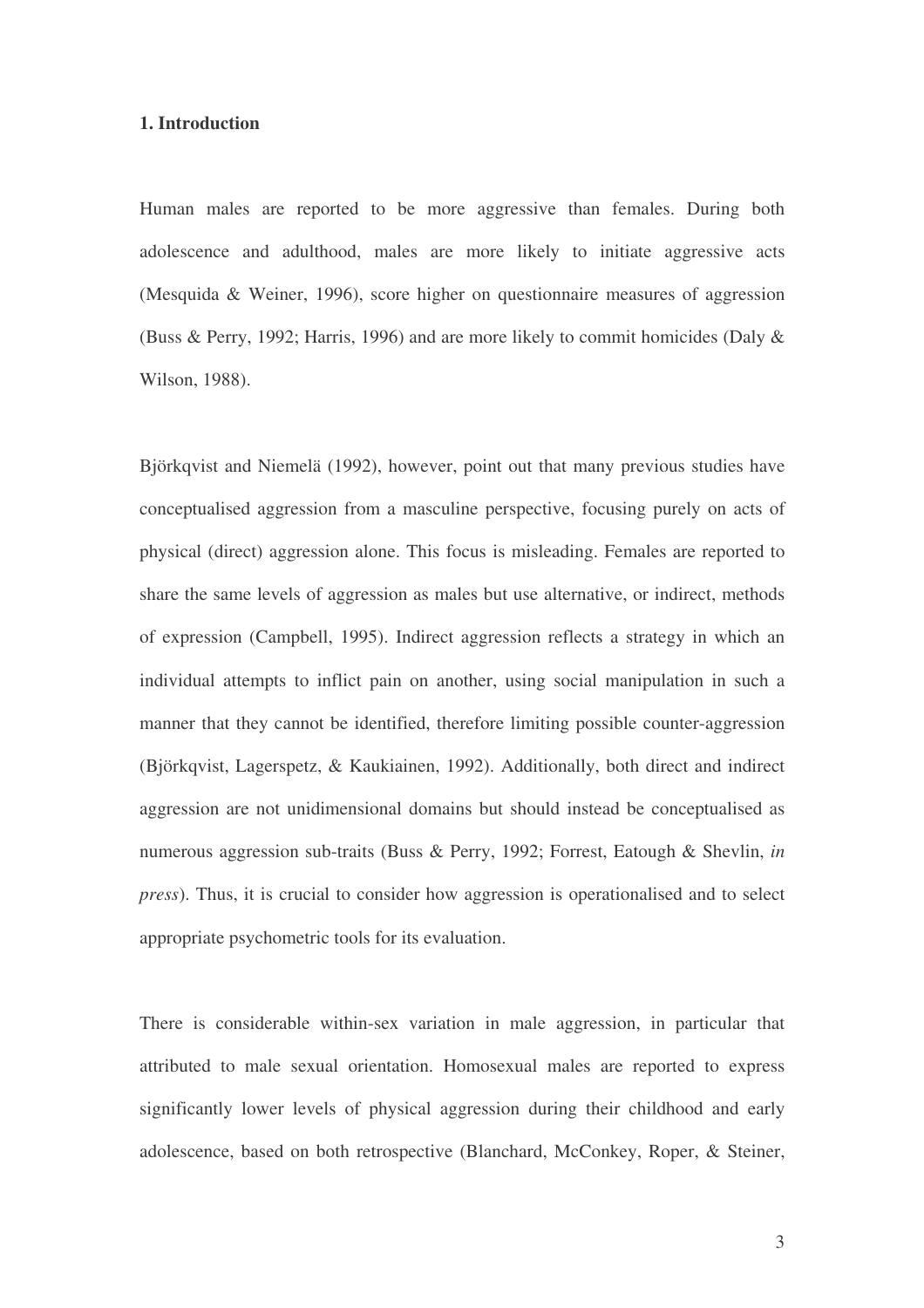## 1. Introduction

Human males are reported to be more aggressive than females. During both adolescence and adulthood, males are more likely to initiate aggressive acts (Mesquida & Weiner, 1996), score higher on questionnaire measures of aggression (Buss & Perry, 1992; Harris, 1996) and are more likely to commit homicides (Daly & Wilson, 1988).

Björkqvist and Niemelä (1992), however, point out that many previous studies have conceptualised aggression from a masculine perspective, focusing purely on acts of physical (direct) aggression alone. This focus is misleading. Females are reported to share the same levels of aggression as males but use alternative, or indirect, methods of expression (Campbell, 1995). Indirect aggression reflects a strategy in which an individual attempts to inflict pain on another, using social manipulation in such a manner that they cannot be identified, therefore limiting possible counter-aggression (Björkqvist, Lagerspetz, & Kaukiainen, 1992). Additionally, both direct and indirect aggression are not unidimensional domains but should instead be conceptualised as numerous aggression sub-traits (Buss & Perry, 1992; Forrest, Eatough & Shevlin, *in press*). Thus, it is crucial to consider how aggression is operationalised and to select appropriate psychometric tools for its evaluation.

There is considerable within-sex variation in male aggression, in particular that attributed to male sexual orientation. Homosexual males are reported to express significantly lower levels of physical aggression during their childhood and early adolescence, based on both retrospective (Blanchard, McConkey, Roper, & Steiner,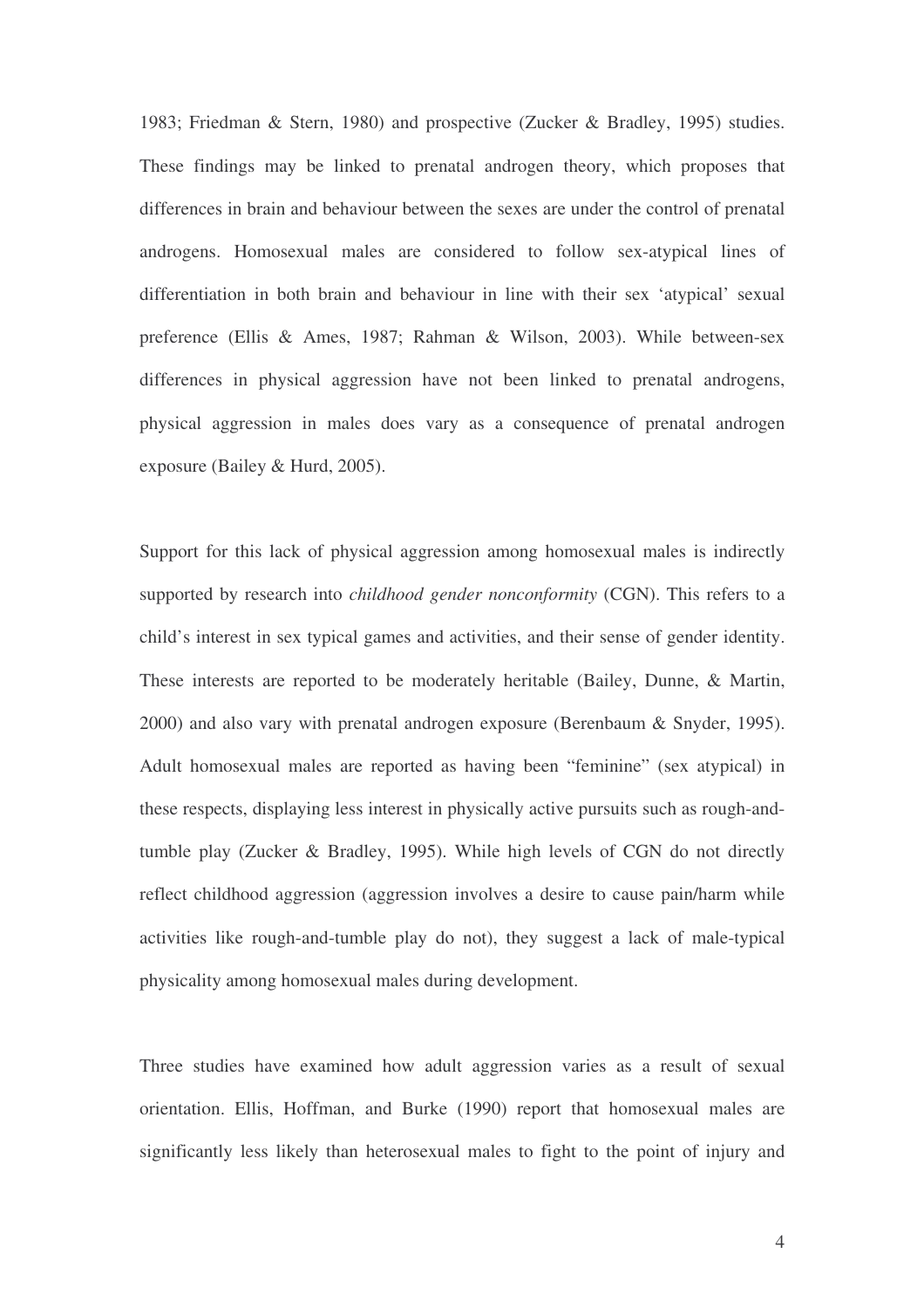1983; Friedman & Stern, 1980) and prospective (Zucker & Bradley, 1995) studies. These findings may be linked to prenatal androgen theory, which proposes that differences in brain and behaviour between the sexes are under the control of prenatal androgens. Homosexual males are considered to follow sex-atypical lines of differentiation in both brain and behaviour in line with their sex 'atypical' sexual preference (Ellis & Ames, 1987; Rahman & Wilson, 2003). While between-sex differences in physical aggression have not been linked to prenatal androgens, physical aggression in males does vary as a consequence of prenatal androgen exposure (Bailey & Hurd, 2005).

Support for this lack of physical aggression among homosexual males is indirectly supported by research into *childhood gender nonconformity* (CGN). This refers to a child's interest in sex typical games and activities, and their sense of gender identity. These interests are reported to be moderately heritable (Bailey, Dunne, & Martin, 2000) and also vary with prenatal androgen exposure (Berenbaum & Snyder, 1995). Adult homosexual males are reported as having been "feminine" (sex atypical) in these respects, displaying less interest in physically active pursuits such as rough-and-tumble play (Zucker & Bradley, 1995). While high levels of CGN do not directly reflect childhood aggression (aggression involves a desire to cause pain/harm while activities like rough-and-tumble play do not), they suggest a lack of male-typical physicality among homosexual males during development.

Three studies have examined how adult aggression varies as a result of sexual orientation. Ellis, Hoffman, and Burke (1990) report that homosexual males are significantly less likely than heterosexual males to fight to the point of injury and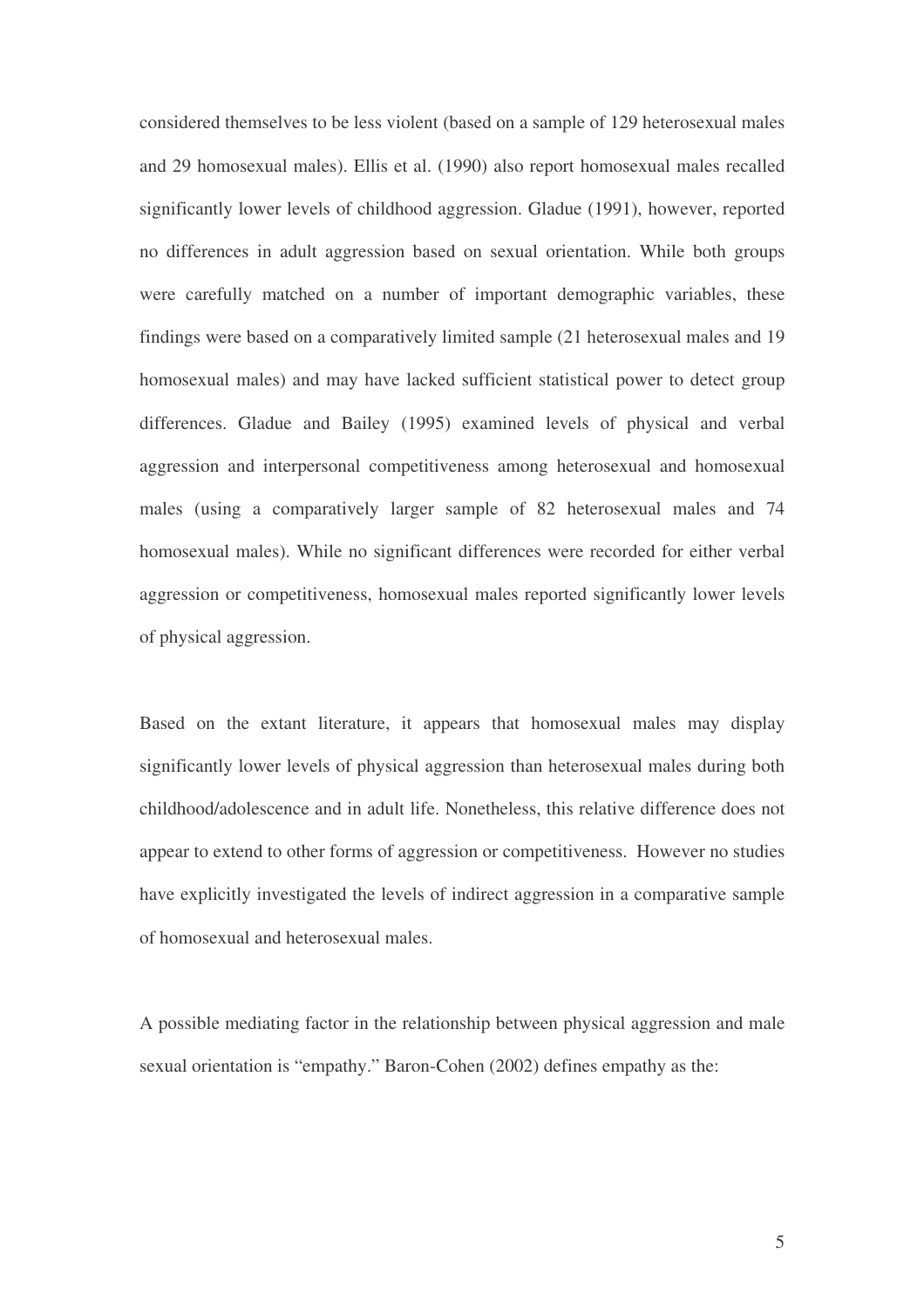considered themselves to be less violent (based on a sample of 129 heterosexual males and 29 homosexual males). Ellis et al. (1990) also report homosexual males recalled significantly lower levels of childhood aggression. Gladue (1991), however, reported no differences in adult aggression based on sexual orientation. While both groups were carefully matched on a number of important demographic variables, these findings were based on a comparatively limited sample (21 heterosexual males and 19 homosexual males) and may have lacked sufficient statistical power to detect group differences. Gladue and Bailey (1995) examined levels of physical and verbal aggression and interpersonal competitiveness among heterosexual and homosexual males (using a comparatively larger sample of 82 heterosexual males and 74 homosexual males). While no significant differences were recorded for either verbal aggression or competitiveness, homosexual males reported significantly lower levels of physical aggression.

Based on the extant literature, it appears that homosexual males may display significantly lower levels of physical aggression than heterosexual males during both childhood/adolescence and in adult life. Nonetheless, this relative difference does not appear to extend to other forms of aggression or competitiveness. However no studies have explicitly investigated the levels of indirect aggression in a comparative sample of homosexual and heterosexual males.

A possible mediating factor in the relationship between physical aggression and male sexual orientation is "empathy." Baron-Cohen (2002) defines empathy as the: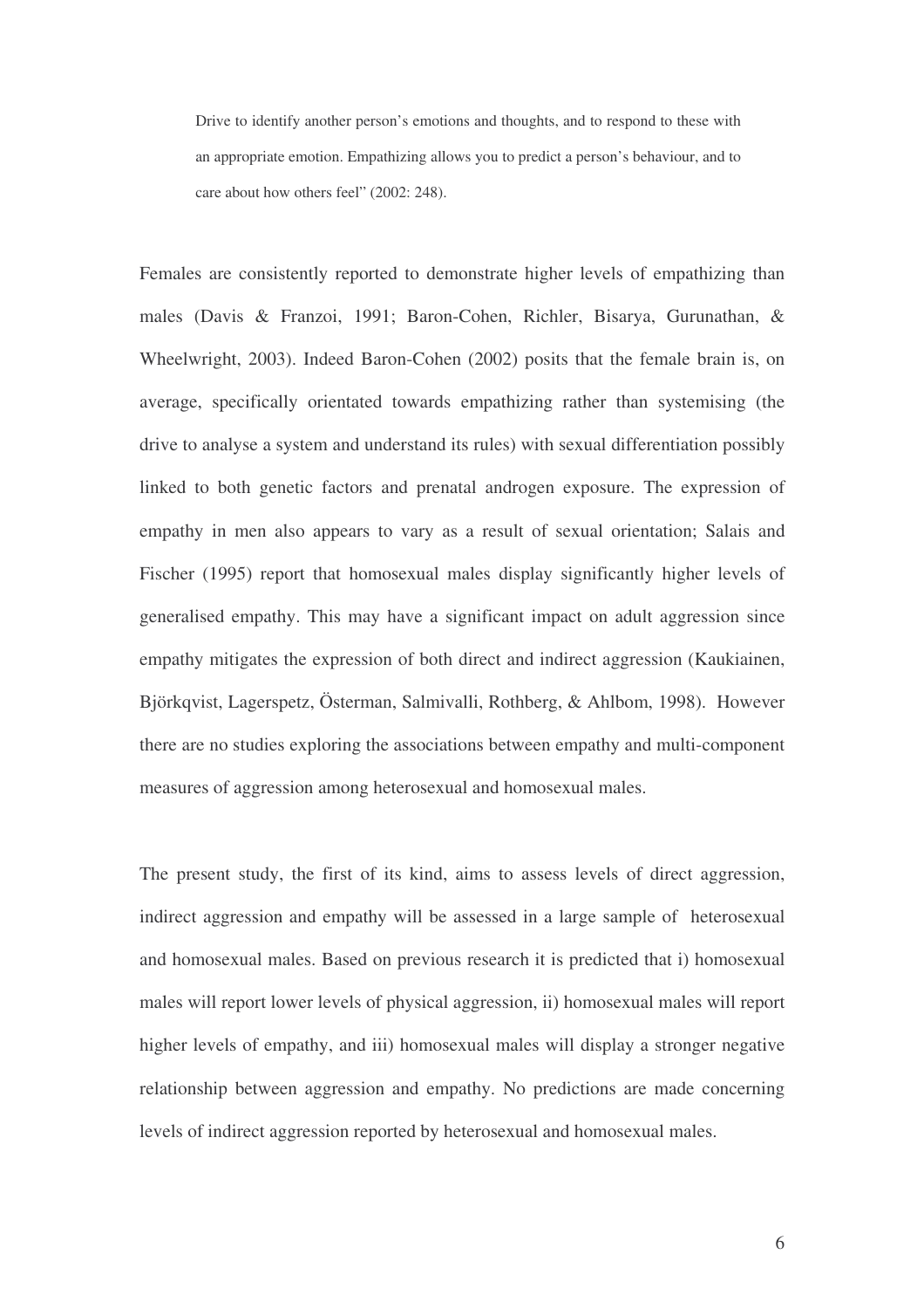> Drive to identify another person's emotions and thoughts, and to respond to these with an appropriate emotion. Empathizing allows you to predict a person's behaviour, and to care about how others feel" (2002: 248).

Females are consistently reported to demonstrate higher levels of empathizing than males (Davis & Franzoi, 1991; Baron-Cohen, Richler, Bisarya, Gurunathan, & Wheelwright, 2003). Indeed Baron-Cohen (2002) posits that the female brain is, on average, specifically orientated towards empathizing rather than systemising (the drive to analyse a system and understand its rules) with sexual differentiation possibly linked to both genetic factors and prenatal androgen exposure. The expression of empathy in men also appears to vary as a result of sexual orientation; Salais and Fischer (1995) report that homosexual males display significantly higher levels of generalised empathy. This may have a significant impact on adult aggression since empathy mitigates the expression of both direct and indirect aggression (Kaukiainen, Björkqvist, Lagerspetz, Österman, Salmivalli, Rothberg, & Ahlbom, 1998). However there are no studies exploring the associations between empathy and multi-component measures of aggression among heterosexual and homosexual males.

The present study, the first of its kind, aims to assess levels of direct aggression, indirect aggression and empathy will be assessed in a large sample of heterosexual and homosexual males. Based on previous research it is predicted that i) homosexual males will report lower levels of physical aggression, ii) homosexual males will report higher levels of empathy, and iii) homosexual males will display a stronger negative relationship between aggression and empathy. No predictions are made concerning levels of indirect aggression reported by heterosexual and homosexual males.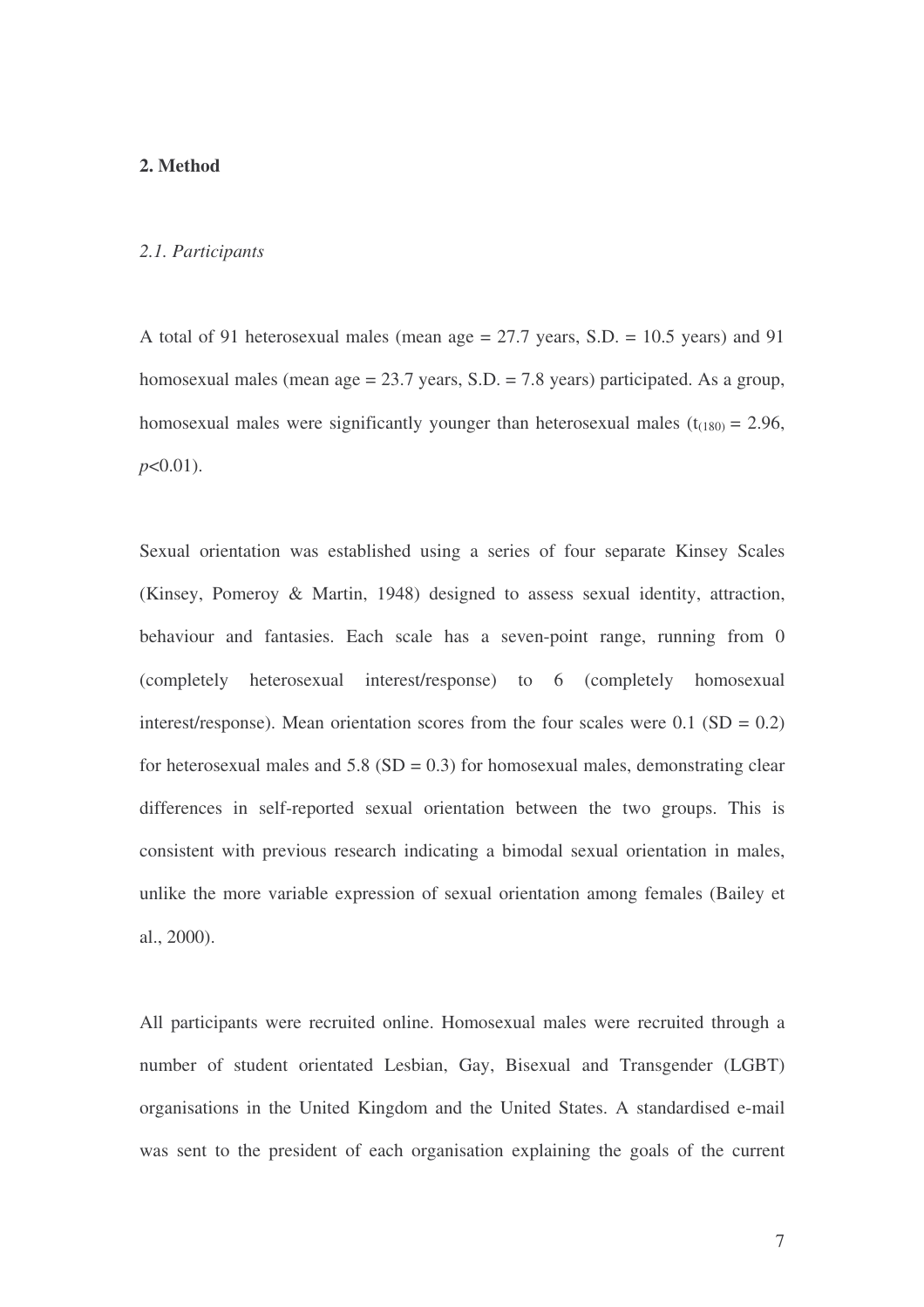## 2. Method

### *2.1. Participants*

A total of 91 heterosexual males (mean age = 27.7 years, S.D. = 10.5 years) and 91 homosexual males (mean age = 23.7 years, S.D. = 7.8 years) participated. As a group, homosexual males were significantly younger than heterosexual males ($t_{(180)} = 2.96$, $p<0.01$).

Sexual orientation was established using a series of four separate Kinsey Scales (Kinsey, Pomeroy & Martin, 1948) designed to assess sexual identity, attraction, behaviour and fantasies. Each scale has a seven-point range, running from 0 (completely heterosexual interest/response) to 6 (completely homosexual interest/response). Mean orientation scores from the four scales were 0.1 (SD = 0.2) for heterosexual males and 5.8 (SD = 0.3) for homosexual males, demonstrating clear differences in self-reported sexual orientation between the two groups. This is consistent with previous research indicating a bimodal sexual orientation in males, unlike the more variable expression of sexual orientation among females (Bailey et al., 2000).

All participants were recruited online. Homosexual males were recruited through a number of student orientated Lesbian, Gay, Bisexual and Transgender (LGBT) organisations in the United Kingdom and the United States. A standardised e-mail was sent to the president of each organisation explaining the goals of the current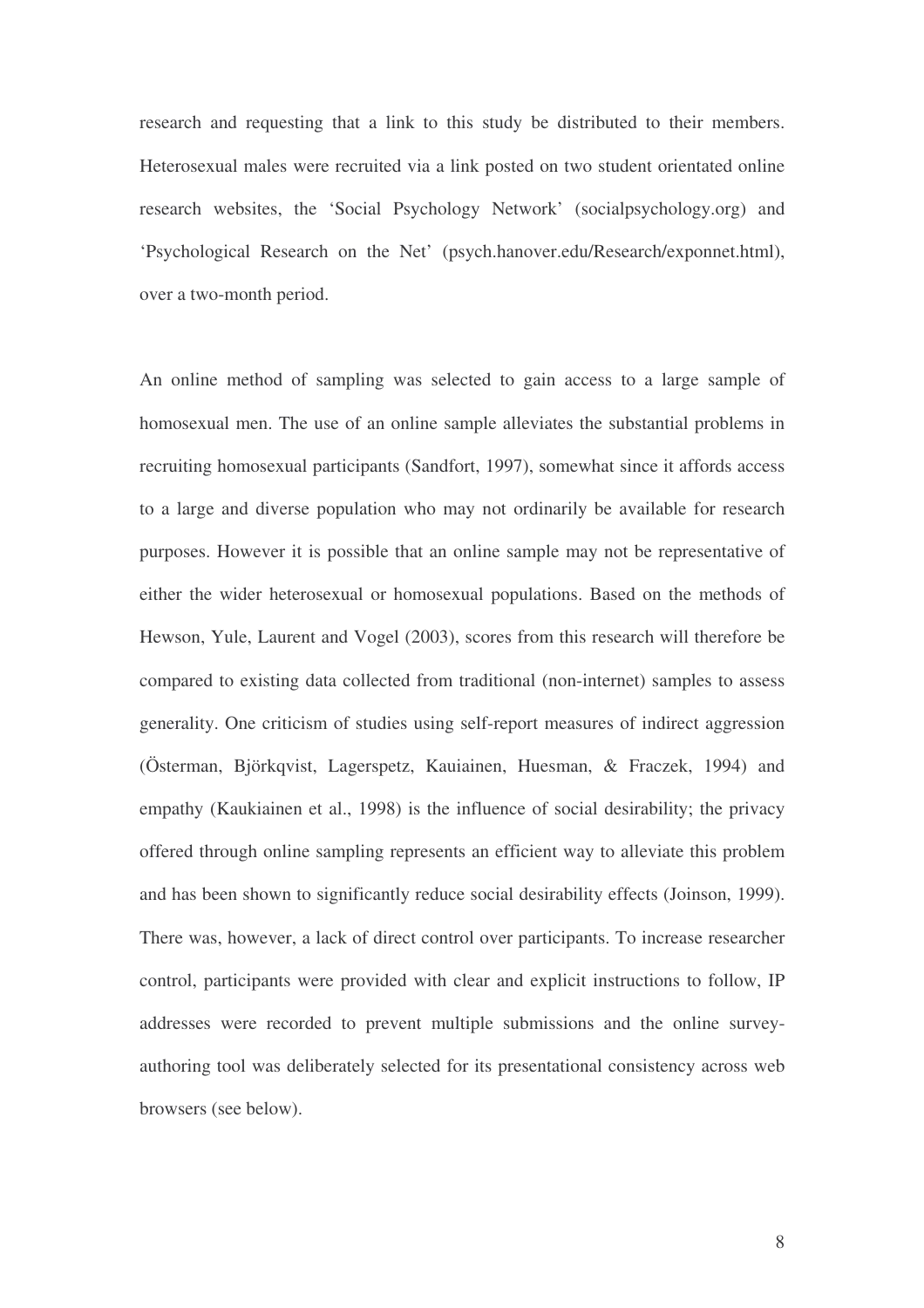research and requesting that a link to this study be distributed to their members. Heterosexual males were recruited via a link posted on two student orientated online research websites, the 'Social Psychology Network' (socialpsychology.org) and 'Psychological Research on the Net' (psych.hanover.edu/Research/exponnet.html), over a two-month period.

An online method of sampling was selected to gain access to a large sample of homosexual men. The use of an online sample alleviates the substantial problems in recruiting homosexual participants (Sandfort, 1997), somewhat since it affords access to a large and diverse population who may not ordinarily be available for research purposes. However it is possible that an online sample may not be representative of either the wider heterosexual or homosexual populations. Based on the methods of Hewson, Yule, Laurent and Vogel (2003), scores from this research will therefore be compared to existing data collected from traditional (non-internet) samples to assess generality. One criticism of studies using self-report measures of indirect aggression (Österman, Björkqvist, Lagerspetz, Kauiainen, Huesman, & Fraczek, 1994) and empathy (Kaukiainen et al., 1998) is the influence of social desirability; the privacy offered through online sampling represents an efficient way to alleviate this problem and has been shown to significantly reduce social desirability effects (Joinson, 1999). There was, however, a lack of direct control over participants. To increase researcher control, participants were provided with clear and explicit instructions to follow, IP addresses were recorded to prevent multiple submissions and the online survey-authoring tool was deliberately selected for its presentational consistency across web browsers (see below).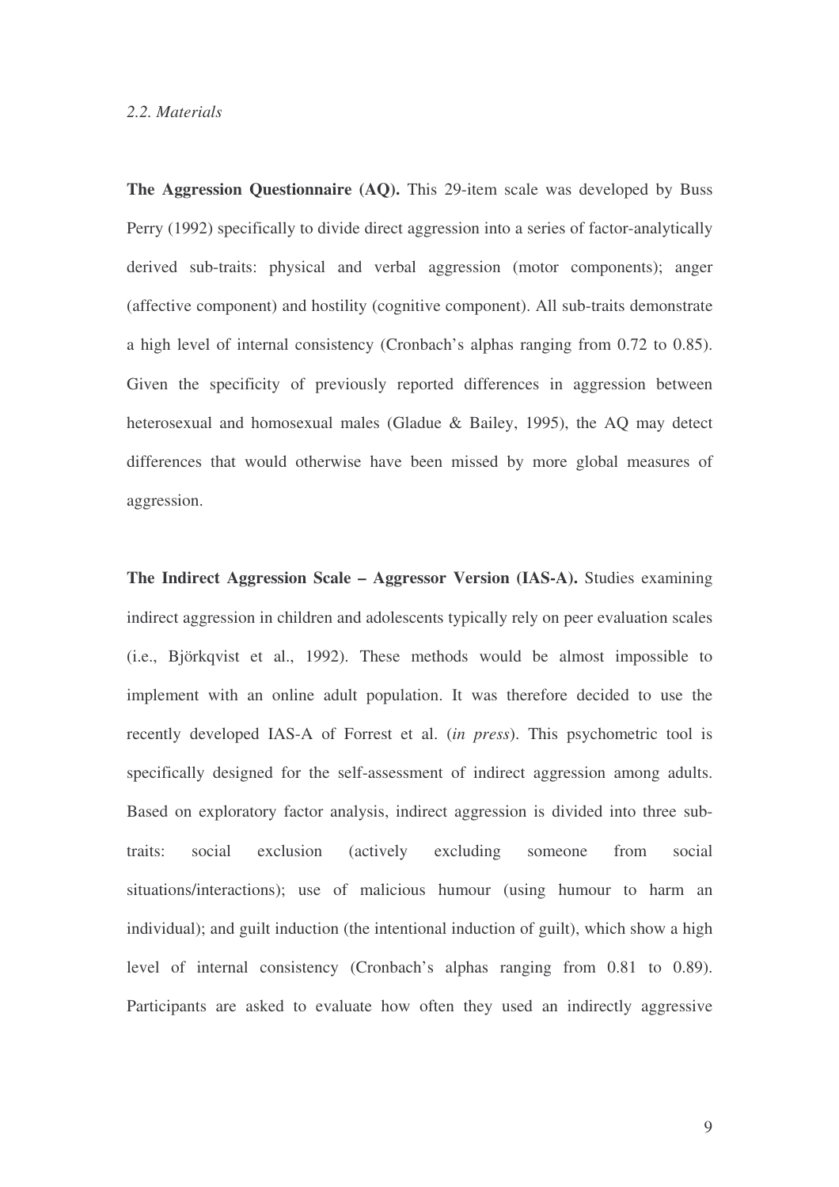*2.2. Materials*

**The Aggression Questionnaire (AQ).** This 29-item scale was developed by Buss Perry (1992) specifically to divide direct aggression into a series of factor-analytically derived sub-traits: physical and verbal aggression (motor components); anger (affective component) and hostility (cognitive component). All sub-traits demonstrate a high level of internal consistency (Cronbach's alphas ranging from 0.72 to 0.85). Given the specificity of previously reported differences in aggression between heterosexual and homosexual males (Gladue & Bailey, 1995), the AQ may detect differences that would otherwise have been missed by more global measures of aggression.

**The Indirect Aggression Scale – Aggressor Version (IAS-A).** Studies examining indirect aggression in children and adolescents typically rely on peer evaluation scales (i.e., Björkqvist et al., 1992). These methods would be almost impossible to implement with an online adult population. It was therefore decided to use the recently developed IAS-A of Forrest et al. (*in press*). This psychometric tool is specifically designed for the self-assessment of indirect aggression among adults. Based on exploratory factor analysis, indirect aggression is divided into three sub-traits: social exclusion (actively excluding someone from social situations/interactions); use of malicious humour (using humour to harm an individual); and guilt induction (the intentional induction of guilt), which show a high level of internal consistency (Cronbach's alphas ranging from 0.81 to 0.89). Participants are asked to evaluate how often they used an indirectly aggressive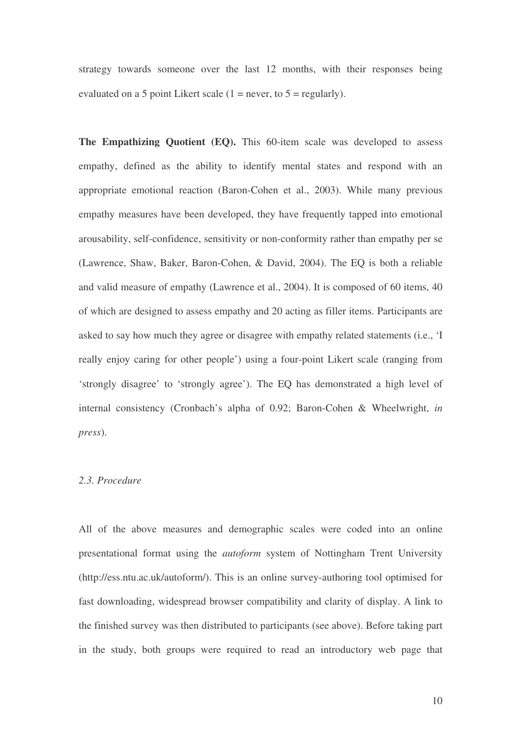strategy towards someone over the last 12 months, with their responses being evaluated on a 5 point Likert scale (1 = never, to 5 = regularly).

**The Empathizing Quotient (EQ).** This 60-item scale was developed to assess empathy, defined as the ability to identify mental states and respond with an appropriate emotional reaction (Baron-Cohen et al., 2003). While many previous empathy measures have been developed, they have frequently tapped into emotional arousability, self-confidence, sensitivity or non-conformity rather than empathy per se (Lawrence, Shaw, Baker, Baron-Cohen, & David, 2004). The EQ is both a reliable and valid measure of empathy (Lawrence et al., 2004). It is composed of 60 items, 40 of which are designed to assess empathy and 20 acting as filler items. Participants are asked to say how much they agree or disagree with empathy related statements (i.e., 'I really enjoy caring for other people') using a four-point Likert scale (ranging from 'strongly disagree' to 'strongly agree'). The EQ has demonstrated a high level of internal consistency (Cronbach's alpha of 0.92; Baron-Cohen & Wheelwright, *in press*).

### *2.3. Procedure*

All of the above measures and demographic scales were coded into an online presentational format using the *autoform* system of Nottingham Trent University (http://ess.ntu.ac.uk/autoform/). This is an online survey-authoring tool optimised for fast downloading, widespread browser compatibility and clarity of display. A link to the finished survey was then distributed to participants (see above). Before taking part in the study, both groups were required to read an introductory web page that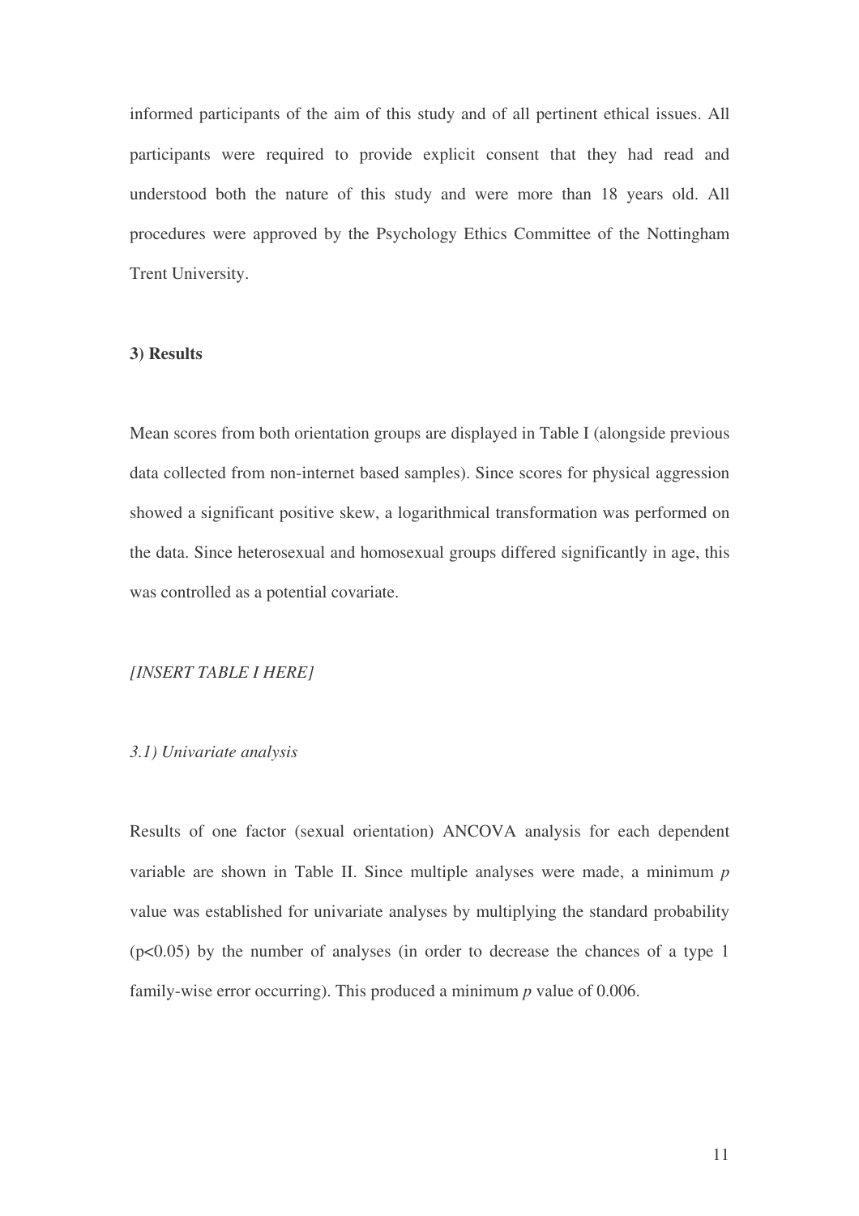informed participants of the aim of this study and of all pertinent ethical issues. All participants were required to provide explicit consent that they had read and understood both the nature of this study and were more than 18 years old. All procedures were approved by the Psychology Ethics Committee of the Nottingham Trent University.

## 3) Results

Mean scores from both orientation groups are displayed in Table I (alongside previous data collected from non-internet based samples). Since scores for physical aggression showed a significant positive skew, a logarithmical transformation was performed on the data. Since heterosexual and homosexual groups differed significantly in age, this was controlled as a potential covariate.

*[INSERT TABLE I HERE]*

### *3.1) Univariate analysis*

Results of one factor (sexual orientation) ANCOVA analysis for each dependent variable are shown in Table II. Since multiple analyses were made, a minimum $p$ value was established for univariate analyses by multiplying the standard probability ($p<0.05$) by the number of analyses (in order to decrease the chances of a type 1 family-wise error occurring). This produced a minimum $p$ value of 0.006.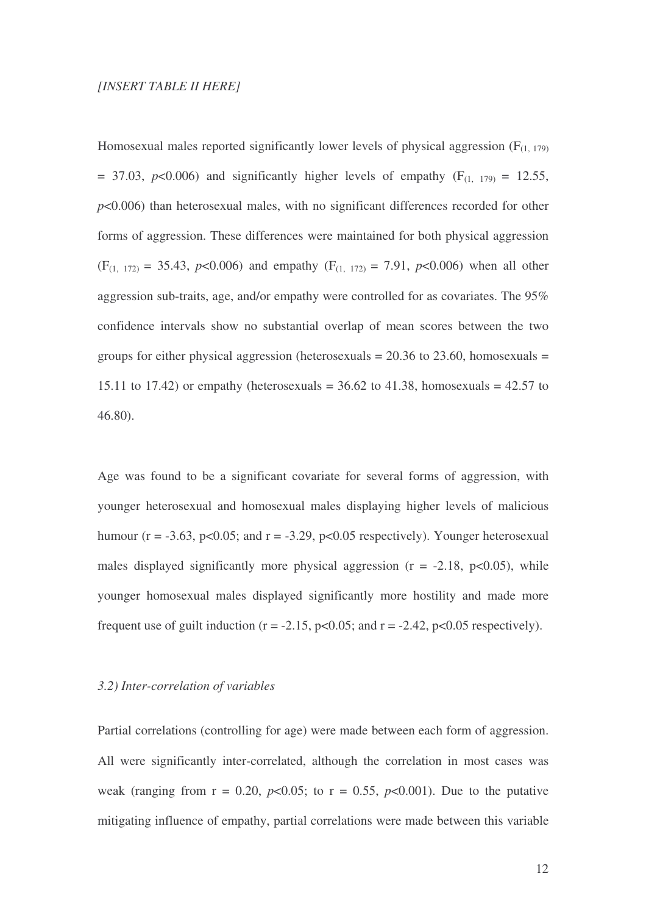*[INSERT TABLE II HERE]*

Homosexual males reported significantly lower levels of physical aggression ($F_{(1, 179)} = 37.03$, $p<0.006$) and significantly higher levels of empathy ($F_{(1, 179)} = 12.55$, $p<0.006$) than heterosexual males, with no significant differences recorded for other forms of aggression. These differences were maintained for both physical aggression ($F_{(1, 172)} = 35.43$, $p<0.006$) and empathy ($F_{(1, 172)} = 7.91$, $p<0.006$) when all other aggression sub-traits, age, and/or empathy were controlled for as covariates. The 95% confidence intervals show no substantial overlap of mean scores between the two groups for either physical aggression (heterosexuals = 20.36 to 23.60, homosexuals = 15.11 to 17.42) or empathy (heterosexuals = 36.62 to 41.38, homosexuals = 42.57 to 46.80).

Age was found to be a significant covariate for several forms of aggression, with younger heterosexual and homosexual males displaying higher levels of malicious humour ($r = -3.63$, $p<0.05$; and $r = -3.29$, $p<0.05$ respectively). Younger heterosexual males displayed significantly more physical aggression ($r = -2.18$, $p<0.05$), while younger homosexual males displayed significantly more hostility and made more frequent use of guilt induction ($r = -2.15$, $p<0.05$; and $r = -2.42$, $p<0.05$ respectively).

### *3.2) Inter-correlation of variables*

Partial correlations (controlling for age) were made between each form of aggression. All were significantly inter-correlated, although the correlation in most cases was weak (ranging from $r = 0.20$, $p<0.05$; to $r = 0.55$, $p<0.001$). Due to the putative mitigating influence of empathy, partial correlations were made between this variable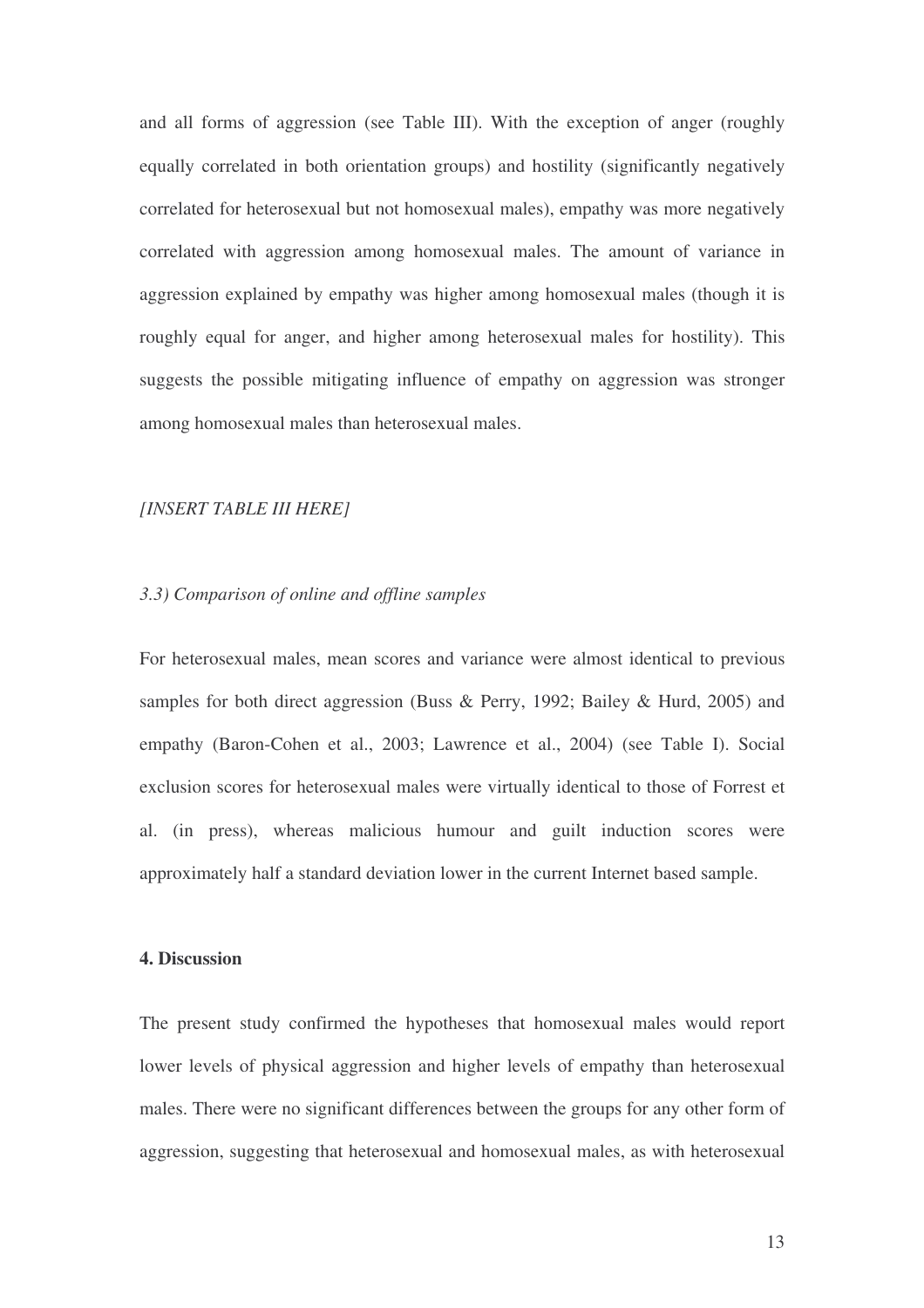and all forms of aggression (see Table III). With the exception of anger (roughly equally correlated in both orientation groups) and hostility (significantly negatively correlated for heterosexual but not homosexual males), empathy was more negatively correlated with aggression among homosexual males. The amount of variance in aggression explained by empathy was higher among homosexual males (though it is roughly equal for anger, and higher among heterosexual males for hostility). This suggests the possible mitigating influence of empathy on aggression was stronger among homosexual males than heterosexual males.

*[INSERT TABLE III HERE]*

### *3.3) Comparison of online and offline samples*

For heterosexual males, mean scores and variance were almost identical to previous samples for both direct aggression (Buss & Perry, 1992; Bailey & Hurd, 2005) and empathy (Baron-Cohen et al., 2003; Lawrence et al., 2004) (see Table I). Social exclusion scores for heterosexual males were virtually identical to those of Forrest et al. (in press), whereas malicious humour and guilt induction scores were approximately half a standard deviation lower in the current Internet based sample.

## **4. Discussion**

The present study confirmed the hypotheses that homosexual males would report lower levels of physical aggression and higher levels of empathy than heterosexual males. There were no significant differences between the groups for any other form of aggression, suggesting that heterosexual and homosexual males, as with heterosexual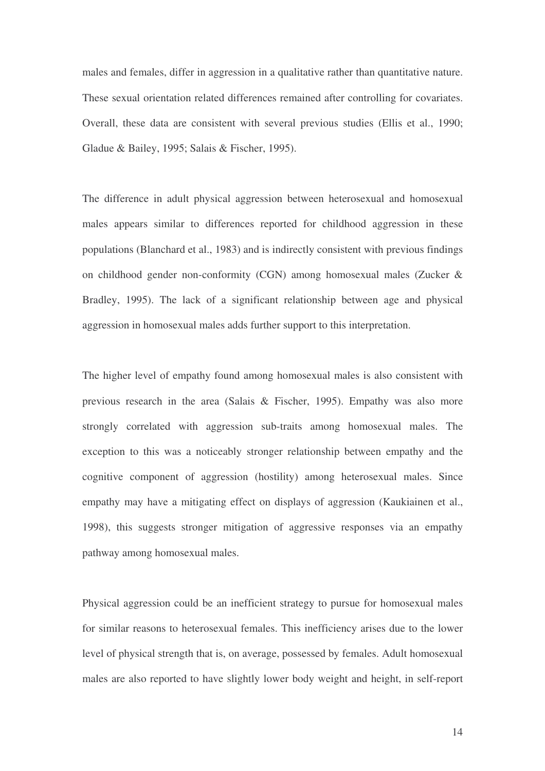males and females, differ in aggression in a qualitative rather than quantitative nature. These sexual orientation related differences remained after controlling for covariates. Overall, these data are consistent with several previous studies (Ellis et al., 1990; Gladue & Bailey, 1995; Salais & Fischer, 1995).

The difference in adult physical aggression between heterosexual and homosexual males appears similar to differences reported for childhood aggression in these populations (Blanchard et al., 1983) and is indirectly consistent with previous findings on childhood gender non-conformity (CGN) among homosexual males (Zucker & Bradley, 1995). The lack of a significant relationship between age and physical aggression in homosexual males adds further support to this interpretation.

The higher level of empathy found among homosexual males is also consistent with previous research in the area (Salais & Fischer, 1995). Empathy was also more strongly correlated with aggression sub-traits among homosexual males. The exception to this was a noticeably stronger relationship between empathy and the cognitive component of aggression (hostility) among heterosexual males. Since empathy may have a mitigating effect on displays of aggression (Kaukiainen et al., 1998), this suggests stronger mitigation of aggressive responses via an empathy pathway among homosexual males.

Physical aggression could be an inefficient strategy to pursue for homosexual males for similar reasons to heterosexual females. This inefficiency arises due to the lower level of physical strength that is, on average, possessed by females. Adult homosexual males are also reported to have slightly lower body weight and height, in self-report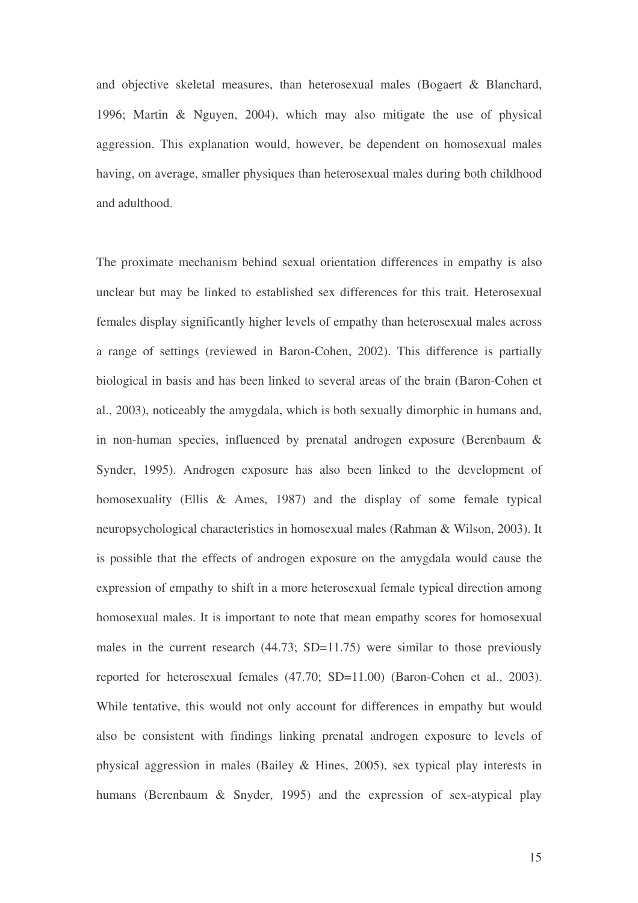and objective skeletal measures, than heterosexual males (Bogaert & Blanchard, 1996; Martin & Nguyen, 2004), which may also mitigate the use of physical aggression. This explanation would, however, be dependent on homosexual males having, on average, smaller physiques than heterosexual males during both childhood and adulthood.

The proximate mechanism behind sexual orientation differences in empathy is also unclear but may be linked to established sex differences for this trait. Heterosexual females display significantly higher levels of empathy than heterosexual males across a range of settings (reviewed in Baron-Cohen, 2002). This difference is partially biological in basis and has been linked to several areas of the brain (Baron-Cohen et al., 2003), noticeably the amygdala, which is both sexually dimorphic in humans and, in non-human species, influenced by prenatal androgen exposure (Berenbaum & Synder, 1995). Androgen exposure has also been linked to the development of homosexuality (Ellis & Ames, 1987) and the display of some female typical neuropsychological characteristics in homosexual males (Rahman & Wilson, 2003). It is possible that the effects of androgen exposure on the amygdala would cause the expression of empathy to shift in a more heterosexual female typical direction among homosexual males. It is important to note that mean empathy scores for homosexual males in the current research (44.73; SD=11.75) were similar to those previously reported for heterosexual females (47.70; SD=11.00) (Baron-Cohen et al., 2003). While tentative, this would not only account for differences in empathy but would also be consistent with findings linking prenatal androgen exposure to levels of physical aggression in males (Bailey & Hines, 2005), sex typical play interests in humans (Berenbaum & Snyder, 1995) and the expression of sex-atypical play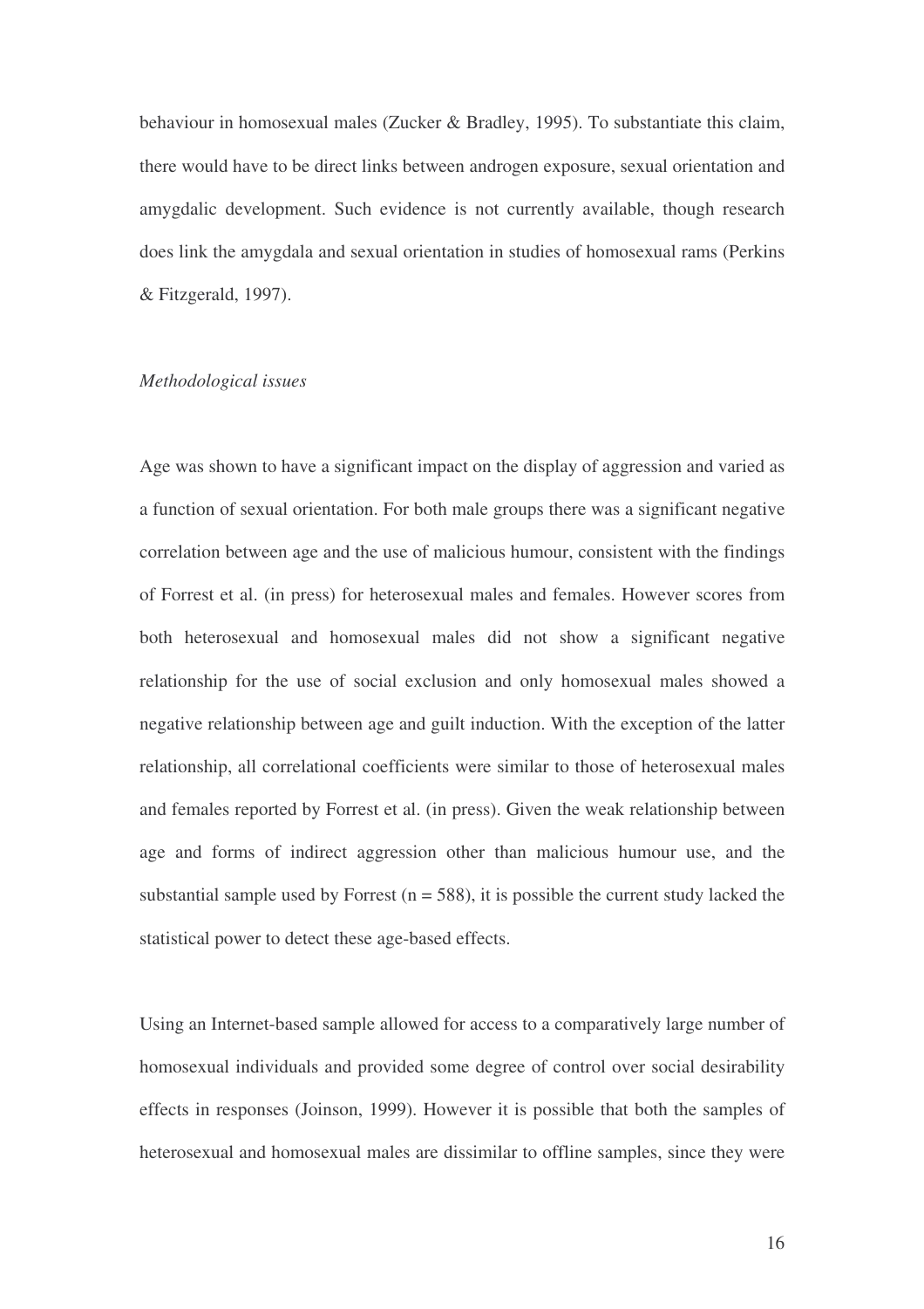behaviour in homosexual males (Zucker & Bradley, 1995). To substantiate this claim, there would have to be direct links between androgen exposure, sexual orientation and amygdalic development. Such evidence is not currently available, though research does link the amygdala and sexual orientation in studies of homosexual rams (Perkins & Fitzgerald, 1997).

*Methodological issues*

Age was shown to have a significant impact on the display of aggression and varied as a function of sexual orientation. For both male groups there was a significant negative correlation between age and the use of malicious humour, consistent with the findings of Forrest et al. (in press) for heterosexual males and females. However scores from both heterosexual and homosexual males did not show a significant negative relationship for the use of social exclusion and only homosexual males showed a negative relationship between age and guilt induction. With the exception of the latter relationship, all correlational coefficients were similar to those of heterosexual males and females reported by Forrest et al. (in press). Given the weak relationship between age and forms of indirect aggression other than malicious humour use, and the substantial sample used by Forrest ($n = 588$), it is possible the current study lacked the statistical power to detect these age-based effects.

Using an Internet-based sample allowed for access to a comparatively large number of homosexual individuals and provided some degree of control over social desirability effects in responses (Joinson, 1999). However it is possible that both the samples of heterosexual and homosexual males are dissimilar to offline samples, since they were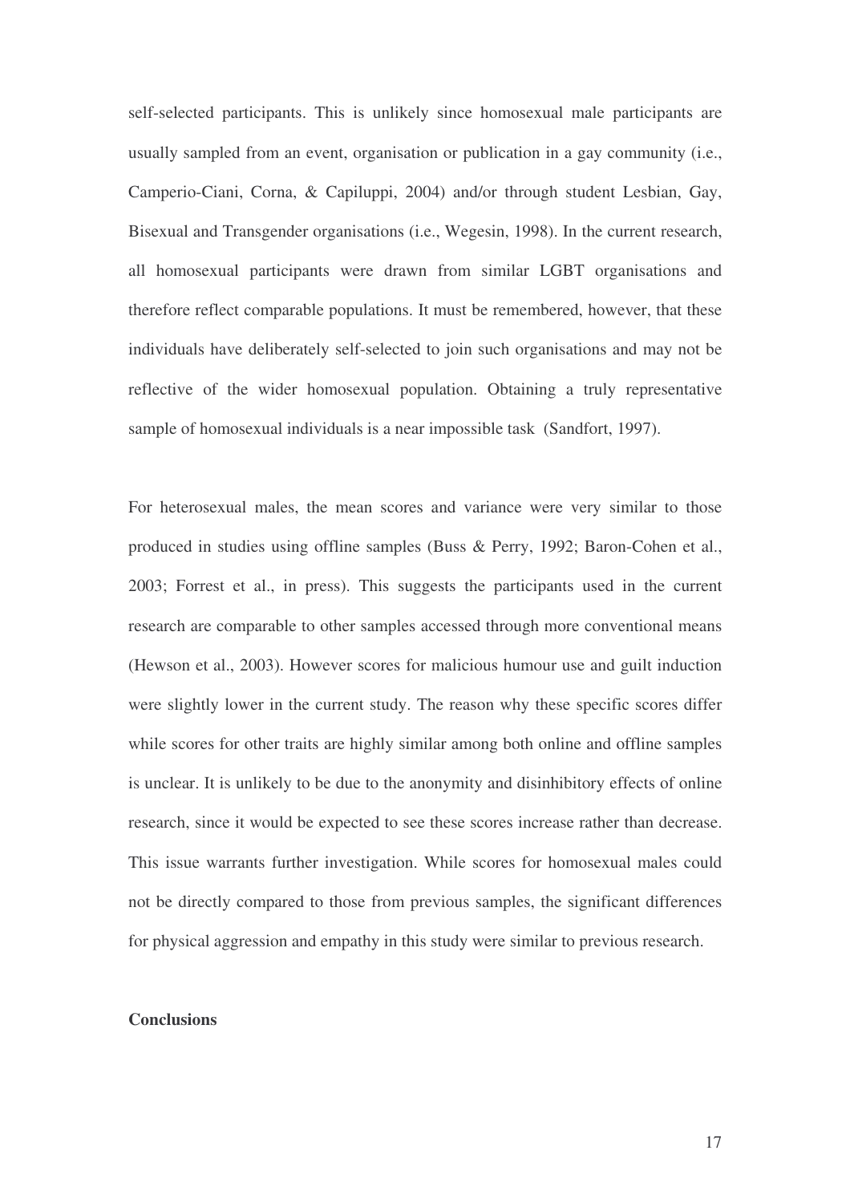self-selected participants. This is unlikely since homosexual male participants are usually sampled from an event, organisation or publication in a gay community (i.e., Camperio-Ciani, Corna, & Capiluppi, 2004) and/or through student Lesbian, Gay, Bisexual and Transgender organisations (i.e., Wegesin, 1998). In the current research, all homosexual participants were drawn from similar LGBT organisations and therefore reflect comparable populations. It must be remembered, however, that these individuals have deliberately self-selected to join such organisations and may not be reflective of the wider homosexual population. Obtaining a truly representative sample of homosexual individuals is a near impossible task (Sandfort, 1997).

For heterosexual males, the mean scores and variance were very similar to those produced in studies using offline samples (Buss & Perry, 1992; Baron-Cohen et al., 2003; Forrest et al., in press). This suggests the participants used in the current research are comparable to other samples accessed through more conventional means (Hewson et al., 2003). However scores for malicious humour use and guilt induction were slightly lower in the current study. The reason why these specific scores differ while scores for other traits are highly similar among both online and offline samples is unclear. It is unlikely to be due to the anonymity and disinhibitory effects of online research, since it would be expected to see these scores increase rather than decrease. This issue warrants further investigation. While scores for homosexual males could not be directly compared to those from previous samples, the significant differences for physical aggression and empathy in this study were similar to previous research.

## Conclusions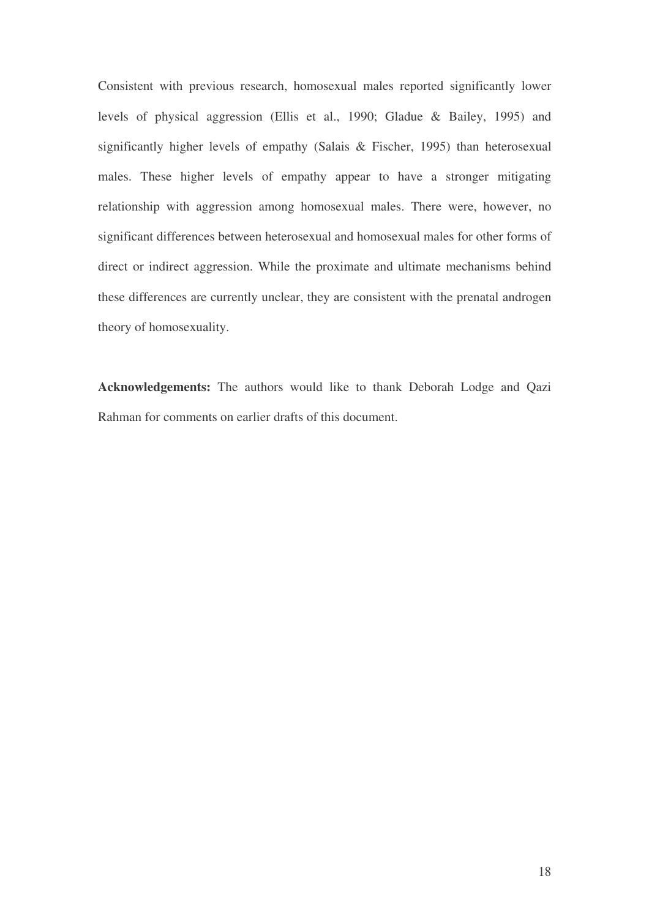Consistent with previous research, homosexual males reported significantly lower levels of physical aggression (Ellis et al., 1990; Gladue & Bailey, 1995) and significantly higher levels of empathy (Salais & Fischer, 1995) than heterosexual males. These higher levels of empathy appear to have a stronger mitigating relationship with aggression among homosexual males. There were, however, no significant differences between heterosexual and homosexual males for other forms of direct or indirect aggression. While the proximate and ultimate mechanisms behind these differences are currently unclear, they are consistent with the prenatal androgen theory of homosexuality.

**Acknowledgements:** The authors would like to thank Deborah Lodge and Qazi Rahman for comments on earlier drafts of this document.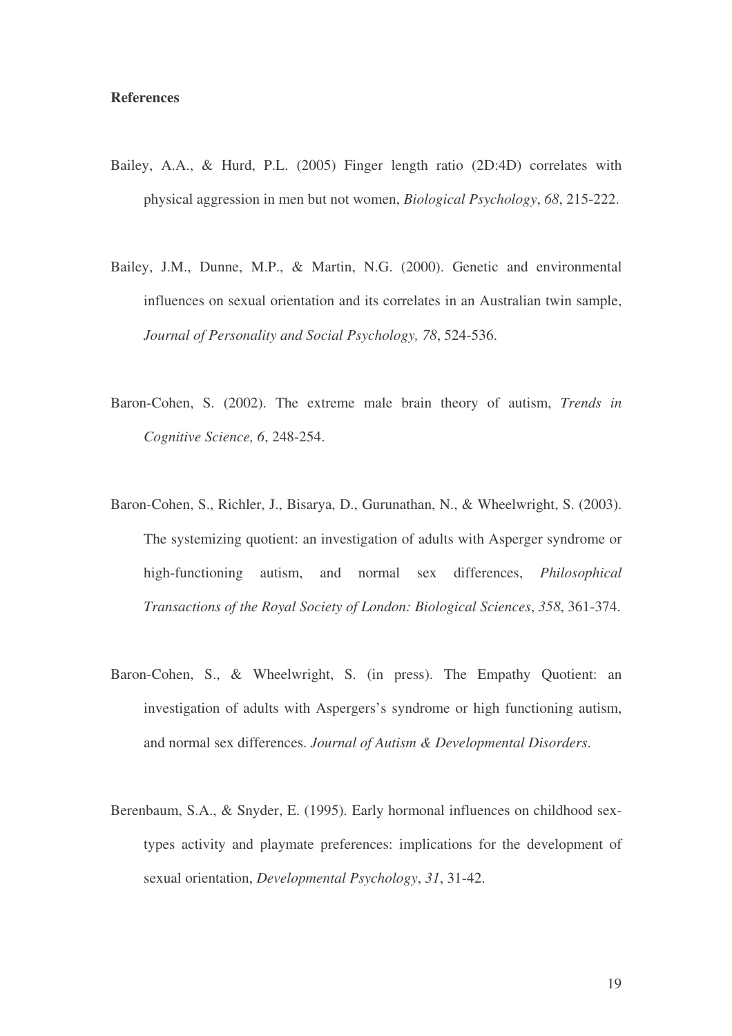**References**

Bailey, A.A., & Hurd, P.L. (2005) Finger length ratio (2D:4D) correlates with physical aggression in men but not women, *Biological Psychology*, *68*, 215-222.

Bailey, J.M., Dunne, M.P., & Martin, N.G. (2000). Genetic and environmental influences on sexual orientation and its correlates in an Australian twin sample, *Journal of Personality and Social Psychology, 78*, 524-536.

Baron-Cohen, S. (2002). The extreme male brain theory of autism, *Trends in Cognitive Science, 6*, 248-254.

Baron-Cohen, S., Richler, J., Bisarya, D., Gurunathan, N., & Wheelwright, S. (2003). The systemizing quotient: an investigation of adults with Asperger syndrome or high-functioning autism, and normal sex differences, *Philosophical Transactions of the Royal Society of London: Biological Sciences*, *358*, 361-374.

Baron-Cohen, S., & Wheelwright, S. (in press). The Empathy Quotient: an investigation of adults with Aspergers's syndrome or high functioning autism, and normal sex differences. *Journal of Autism & Developmental Disorders*.

Berenbaum, S.A., & Snyder, E. (1995). Early hormonal influences on childhood sex-types activity and playmate preferences: implications for the development of sexual orientation, *Developmental Psychology*, *31*, 31-42.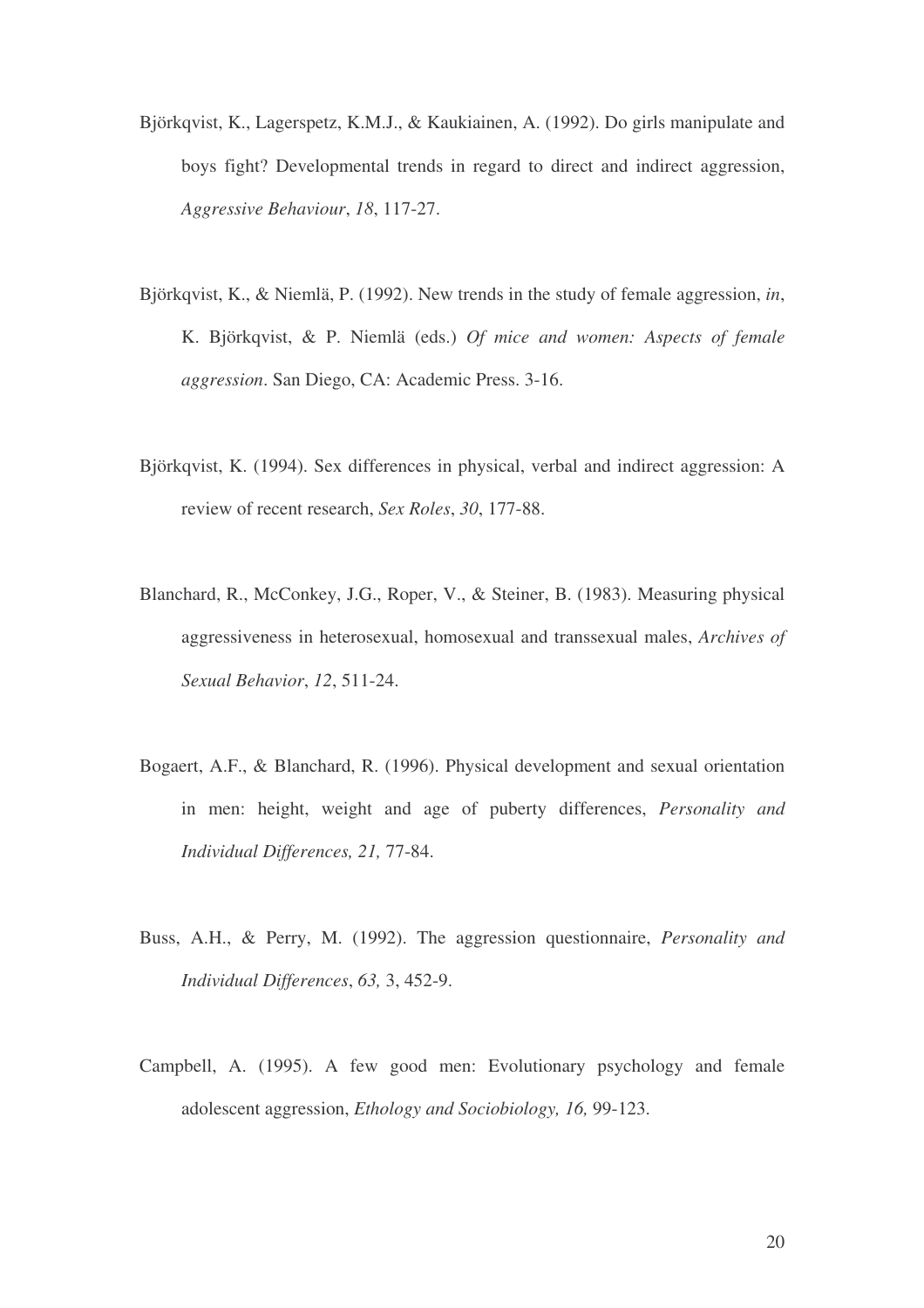Björkqvist, K., Lagerspetz, K.M.J., & Kaukiainen, A. (1992). Do girls manipulate and boys fight? Developmental trends in regard to direct and indirect aggression, *Aggressive Behaviour*, *18*, 117-27.

Björkqvist, K., & Niemlä, P. (1992). New trends in the study of female aggression, *in*, K. Björkqvist, & P. Niemlä (eds.) *Of mice and women: Aspects of female aggression*. San Diego, CA: Academic Press. 3-16.

Björkqvist, K. (1994). Sex differences in physical, verbal and indirect aggression: A review of recent research, *Sex Roles*, *30*, 177-88.

Blanchard, R., McConkey, J.G., Roper, V., & Steiner, B. (1983). Measuring physical aggressiveness in heterosexual, homosexual and transsexual males, *Archives of Sexual Behavior*, *12*, 511-24.

Bogaert, A.F., & Blanchard, R. (1996). Physical development and sexual orientation in men: height, weight and age of puberty differences, *Personality and Individual Differences, 21,* 77-84.

Buss, A.H., & Perry, M. (1992). The aggression questionnaire, *Personality and Individual Differences*, *63,* 3, 452-9.

Campbell, A. (1995). A few good men: Evolutionary psychology and female adolescent aggression, *Ethology and Sociobiology, 16,* 99-123.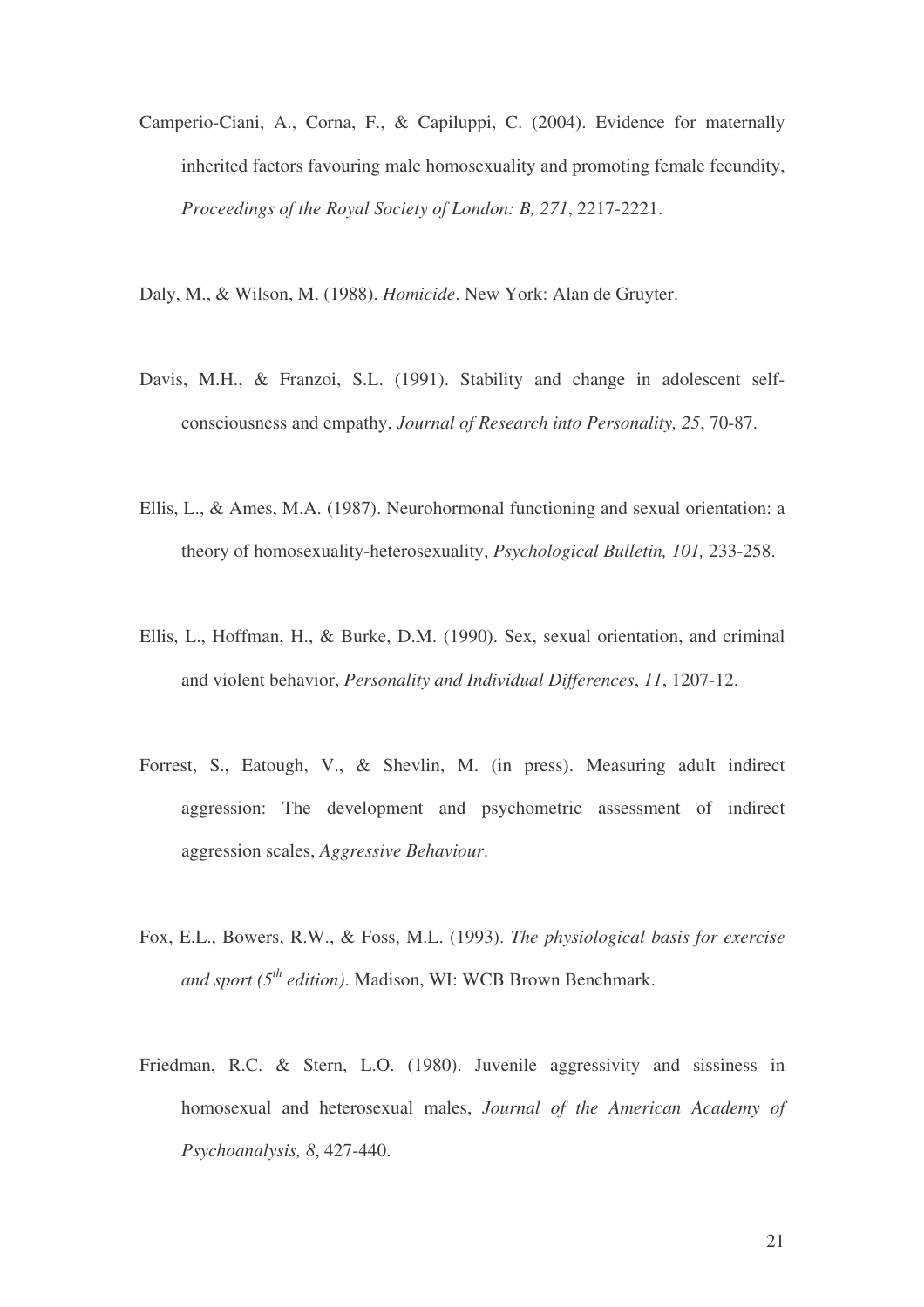Camperio-Ciani, A., Corna, F., & Capiluppi, C. (2004). Evidence for maternally inherited factors favouring male homosexuality and promoting female fecundity, *Proceedings of the Royal Society of London: B, 271*, 2217-2221.

Daly, M., & Wilson, M. (1988). *Homicide*. New York: Alan de Gruyter.

Davis, M.H., & Franzoi, S.L. (1991). Stability and change in adolescent self-consciousness and empathy, *Journal of Research into Personality, 25*, 70-87.

Ellis, L., & Ames, M.A. (1987). Neurohormonal functioning and sexual orientation: a theory of homosexuality-heterosexuality, *Psychological Bulletin, 101,* 233-258.

Ellis, L., Hoffman, H., & Burke, D.M. (1990). Sex, sexual orientation, and criminal and violent behavior, *Personality and Individual Differences*, *11*, 1207-12.

Forrest, S., Eatough, V., & Shevlin, M. (in press). Measuring adult indirect aggression: The development and psychometric assessment of indirect aggression scales, *Aggressive Behaviour*.

Fox, E.L., Bowers, R.W., & Foss, M.L. (1993). *The physiological basis for exercise and sport (5th edition)*. Madison, WI: WCB Brown Benchmark.

Friedman, R.C. & Stern, L.O. (1980). Juvenile aggressivity and sissiness in homosexual and heterosexual males, *Journal of the American Academy of Psychoanalysis, 8*, 427-440.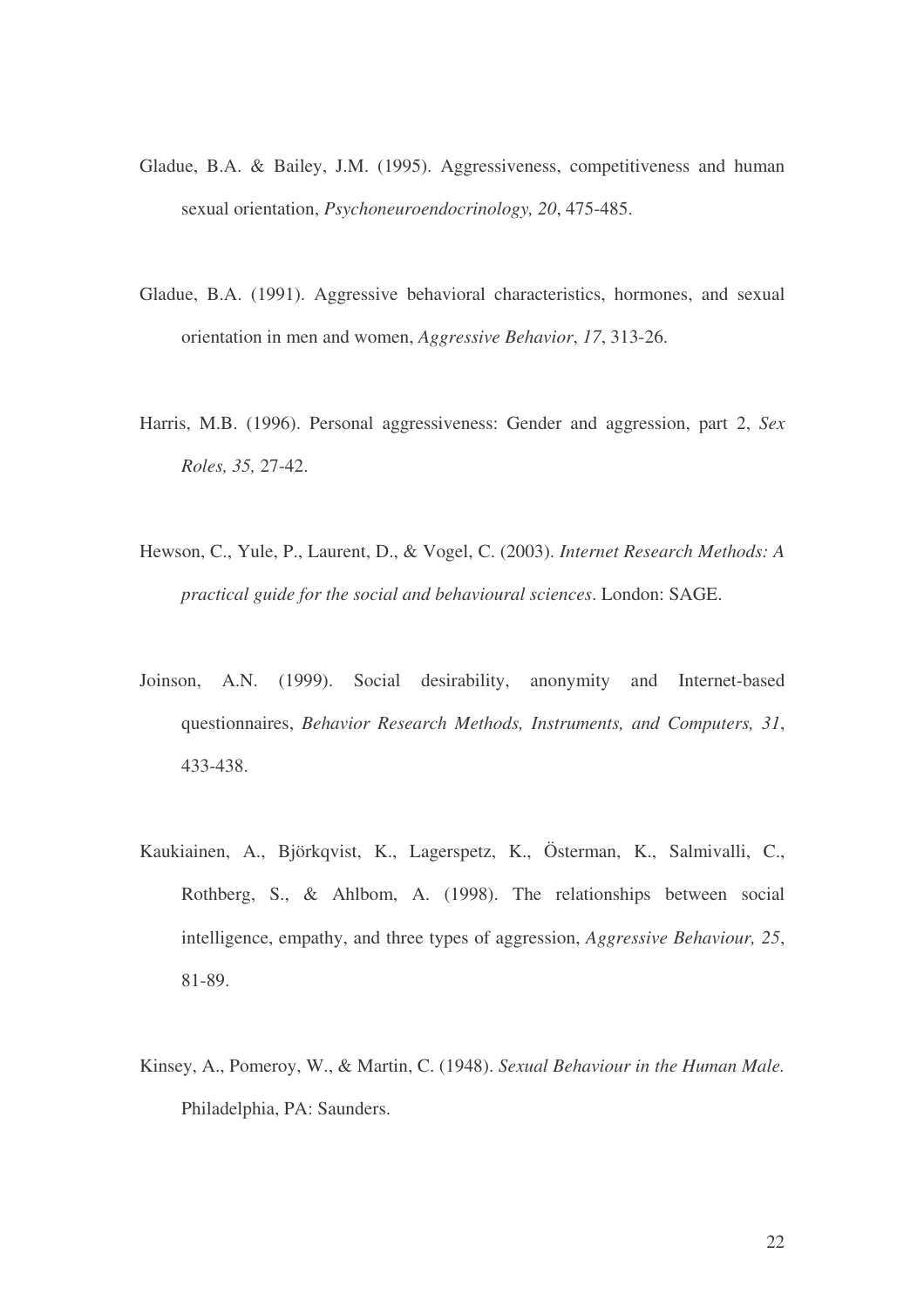Gladue, B.A. & Bailey, J.M. (1995). Aggressiveness, competitiveness and human sexual orientation, *Psychoneuroendocrinology, 20*, 475-485.

Gladue, B.A. (1991). Aggressive behavioral characteristics, hormones, and sexual orientation in men and women, *Aggressive Behavior*, *17*, 313-26.

Harris, M.B. (1996). Personal aggressiveness: Gender and aggression, part 2, *Sex Roles, 35,* 27-42.

Hewson, C., Yule, P., Laurent, D., & Vogel, C. (2003). *Internet Research Methods: A practical guide for the social and behavioural sciences*. London: SAGE.

Joinson, A.N. (1999). Social desirability, anonymity and Internet-based questionnaires, *Behavior Research Methods, Instruments, and Computers, 31*, 433-438.

Kaukiainen, A., Björkqvist, K., Lagerspetz, K., Österman, K., Salmivalli, C., Rothberg, S., & Ahlbom, A. (1998). The relationships between social intelligence, empathy, and three types of aggression, *Aggressive Behaviour, 25*, 81-89.

Kinsey, A., Pomeroy, W., & Martin, C. (1948). *Sexual Behaviour in the Human Male.* Philadelphia, PA: Saunders.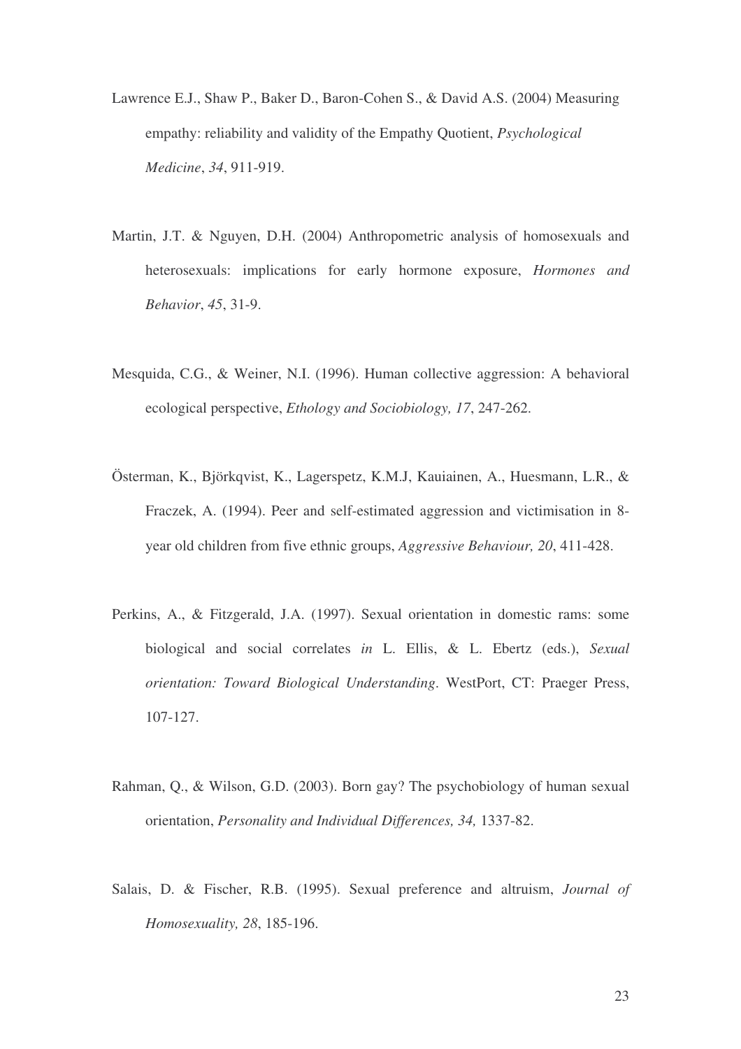Lawrence E.J., Shaw P., Baker D., Baron-Cohen S., & David A.S. (2004) Measuring empathy: reliability and validity of the Empathy Quotient, *Psychological Medicine*, *34*, 911-919.

Martin, J.T. & Nguyen, D.H. (2004) Anthropometric analysis of homosexuals and heterosexuals: implications for early hormone exposure, *Hormones and Behavior*, *45*, 31-9.

Mesquida, C.G., & Weiner, N.I. (1996). Human collective aggression: A behavioral ecological perspective, *Ethology and Sociobiology, 17*, 247-262.

Österman, K., Björkqvist, K., Lagerspetz, K.M.J, Kauiainen, A., Huesmann, L.R., & Fraczek, A. (1994). Peer and self-estimated aggression and victimisation in 8-year old children from five ethnic groups, *Aggressive Behaviour, 20*, 411-428.

Perkins, A., & Fitzgerald, J.A. (1997). Sexual orientation in domestic rams: some biological and social correlates *in* L. Ellis, & L. Ebertz (eds.), *Sexual orientation: Toward Biological Understanding*. WestPort, CT: Praeger Press, 107-127.

Rahman, Q., & Wilson, G.D. (2003). Born gay? The psychobiology of human sexual orientation, *Personality and Individual Differences, 34,* 1337-82.

Salais, D. & Fischer, R.B. (1995). Sexual preference and altruism, *Journal of Homosexuality, 28*, 185-196.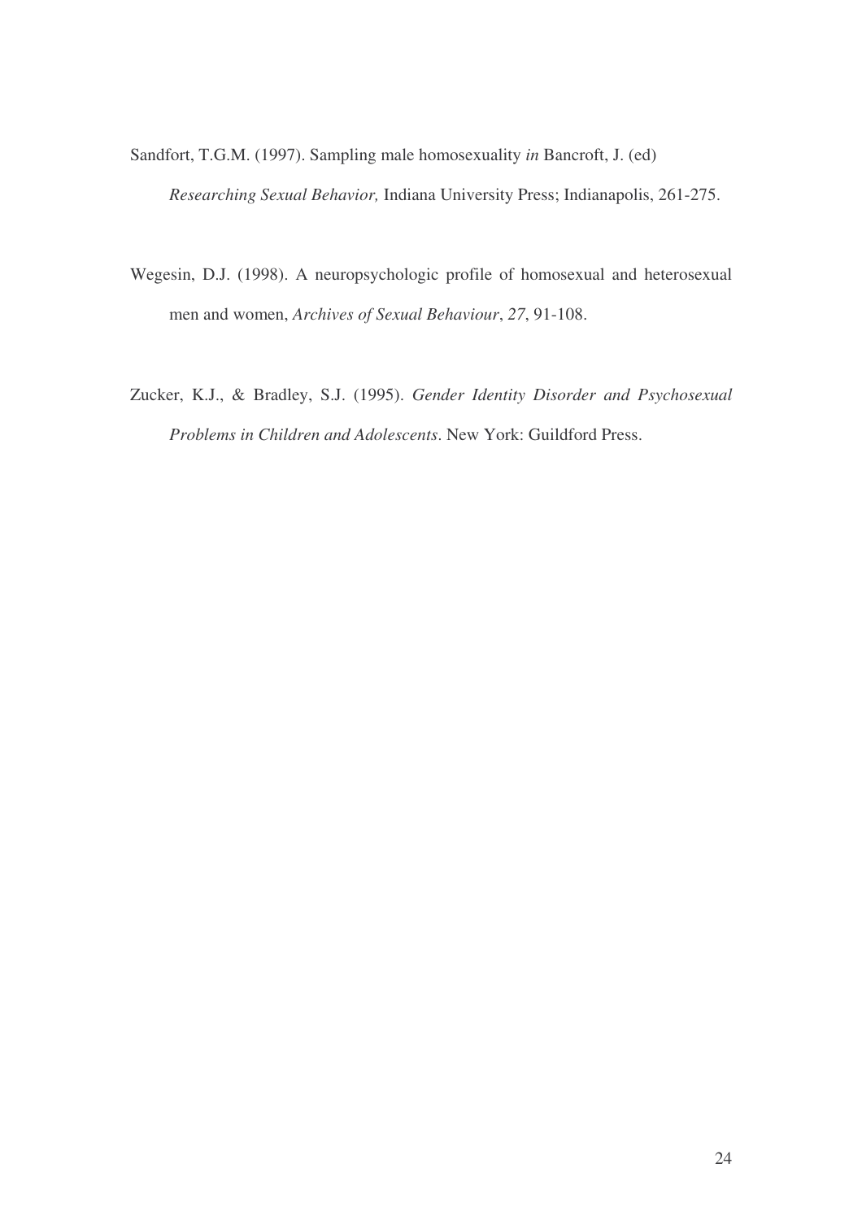Sandfort, T.G.M. (1997). Sampling male homosexuality *in* Bancroft, J. (ed) *Researching Sexual Behavior,* Indiana University Press; Indianapolis, 261-275.

Wegesin, D.J. (1998). A neuropsychologic profile of homosexual and heterosexual men and women, *Archives of Sexual Behaviour*, *27*, 91-108.

Zucker, K.J., & Bradley, S.J. (1995). *Gender Identity Disorder and Psychosexual Problems in Children and Adolescents*. New York: Guildford Press.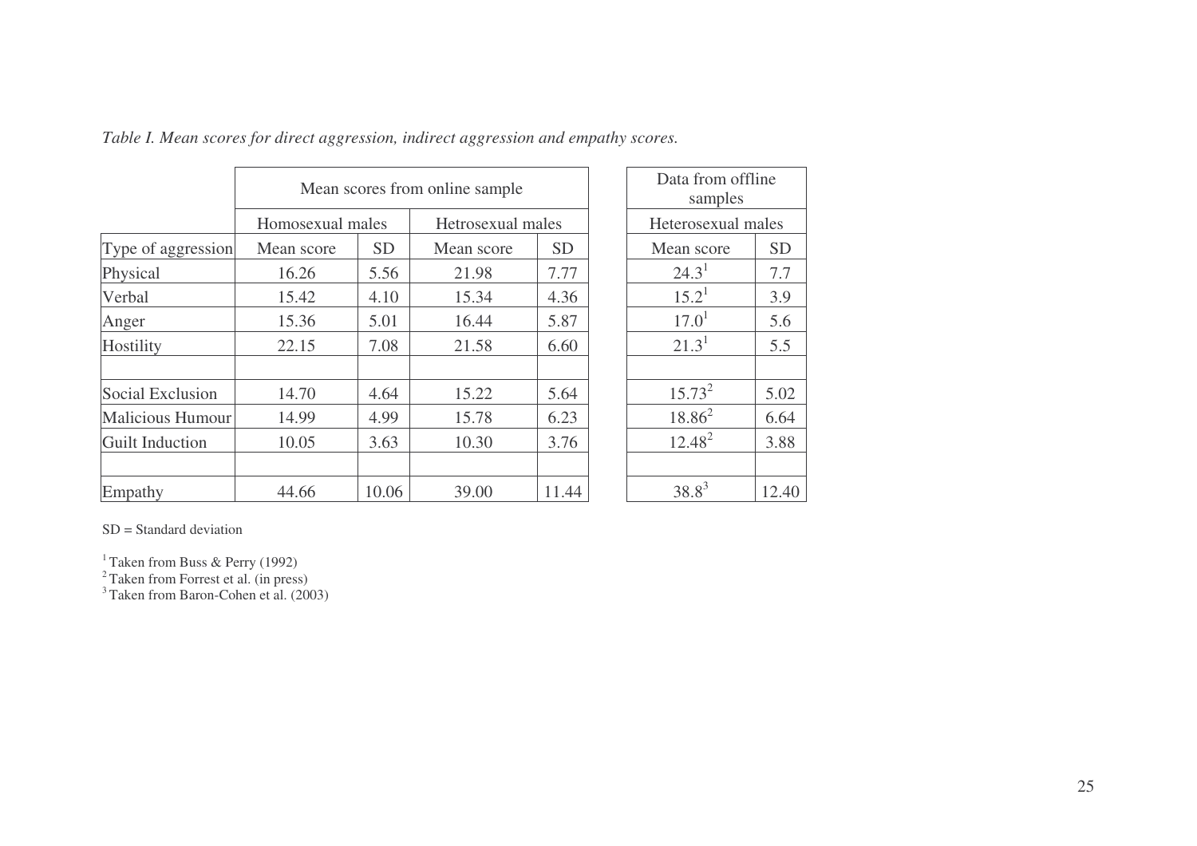*Table I. Mean scores for direct aggression, indirect aggression and empathy scores.*

| | Mean scores from online sample | | | | Data from offline samples | |
|---|---|---|---|---|---|---|
| | Homosexual males | | Hetrosexual males | | Heterosexual males | |
| Type of aggression | Mean score | SD | Mean score | SD | Mean score | SD |
| Physical | 16.26 | 5.56 | 21.98 | 7.77 | 24.3[1] | 7.7 |
| Verbal | 15.42 | 4.10 | 15.34 | 4.36 | 15.2[1] | 3.9 |
| Anger | 15.36 | 5.01 | 16.44 | 5.87 | 17.0[1] | 5.6 |
| Hostility | 22.15 | 7.08 | 21.58 | 6.60 | 21.3[1] | 5.5 |
| | | | | | | |
| Social Exclusion | 14.70 | 4.64 | 15.22 | 5.64 | 15.73[2] | 5.02 |
| Malicious Humour | 14.99 | 4.99 | 15.78 | 6.23 | 18.86[2] | 6.64 |
| Guilt Induction | 10.05 | 3.63 | 10.30 | 3.76 | 12.48[2] | 3.88 |
| | | | | | | |
| Empathy | 44.66 | 10.06 | 39.00 | 11.44 | 38.8[3] | 12.40 |

SD = Standard deviation

[1] Taken from Buss & Perry (1992)
[2] Taken from Forrest et al. (in press)
[3] Taken from Baron-Cohen et al. (2003)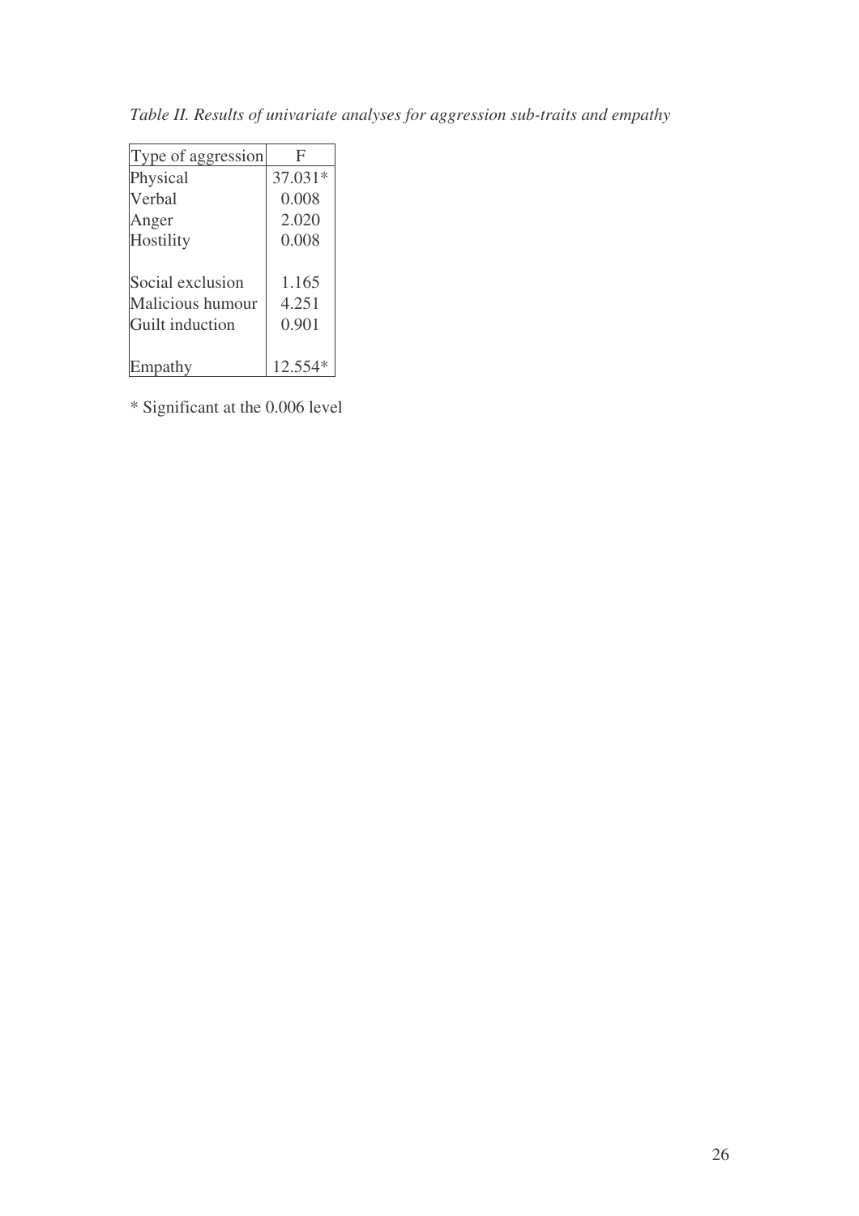*Table II. Results of univariate analyses for aggression sub-traits and empathy*

| Type of aggression | F |
|---|---|
| Physical | 37.031* |
| Verbal | 0.008 |
| Anger | 2.020 |
| Hostility | 0.008 |
| | |
| Social exclusion | 1.165 |
| Malicious humour | 4.251 |
| Guilt induction | 0.901 |
| | |
| Empathy | 12.554* |

* Significant at the 0.006 level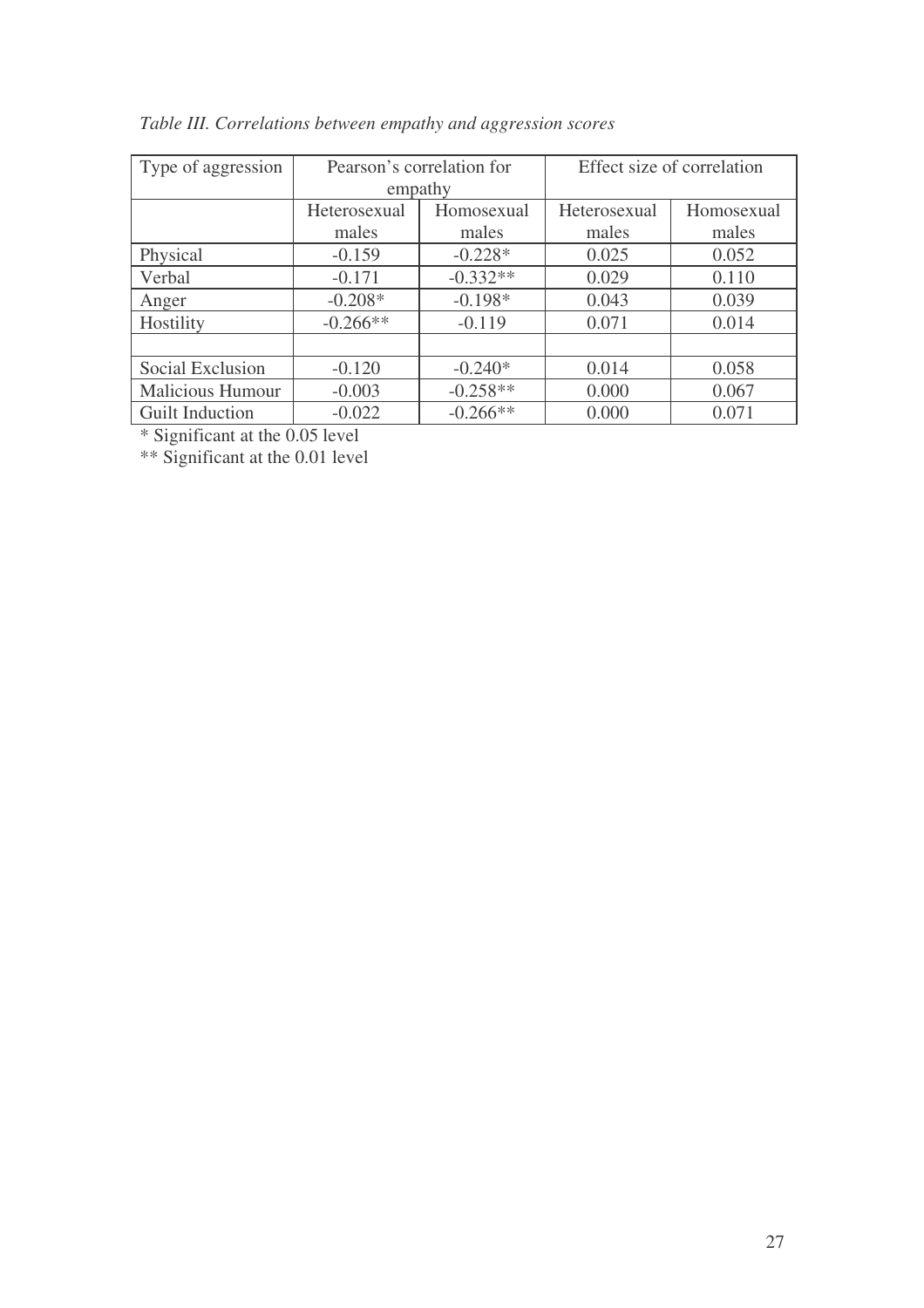*Table III. Correlations between empathy and aggression scores*

| Type of aggression | Pearson's correlation for empathy | | Effect size of correlation | |
|---|---|---|---|---|
| | Heterosexual males | Homosexual males | Heterosexual males | Homosexual males |
| Physical | -0.159 | -0.228* | 0.025 | 0.052 |
| Verbal | -0.171 | -0.332** | 0.029 | 0.110 |
| Anger | -0.208* | -0.198* | 0.043 | 0.039 |
| Hostility | -0.266** | -0.119 | 0.071 | 0.014 |
| | | | | |
| Social Exclusion | -0.120 | -0.240* | 0.014 | 0.058 |
| Malicious Humour | -0.003 | -0.258** | 0.000 | 0.067 |
| Guilt Induction | -0.022 | -0.266** | 0.000 | 0.071 |

\* Significant at the 0.05 level

\*\* Significant at the 0.01 level